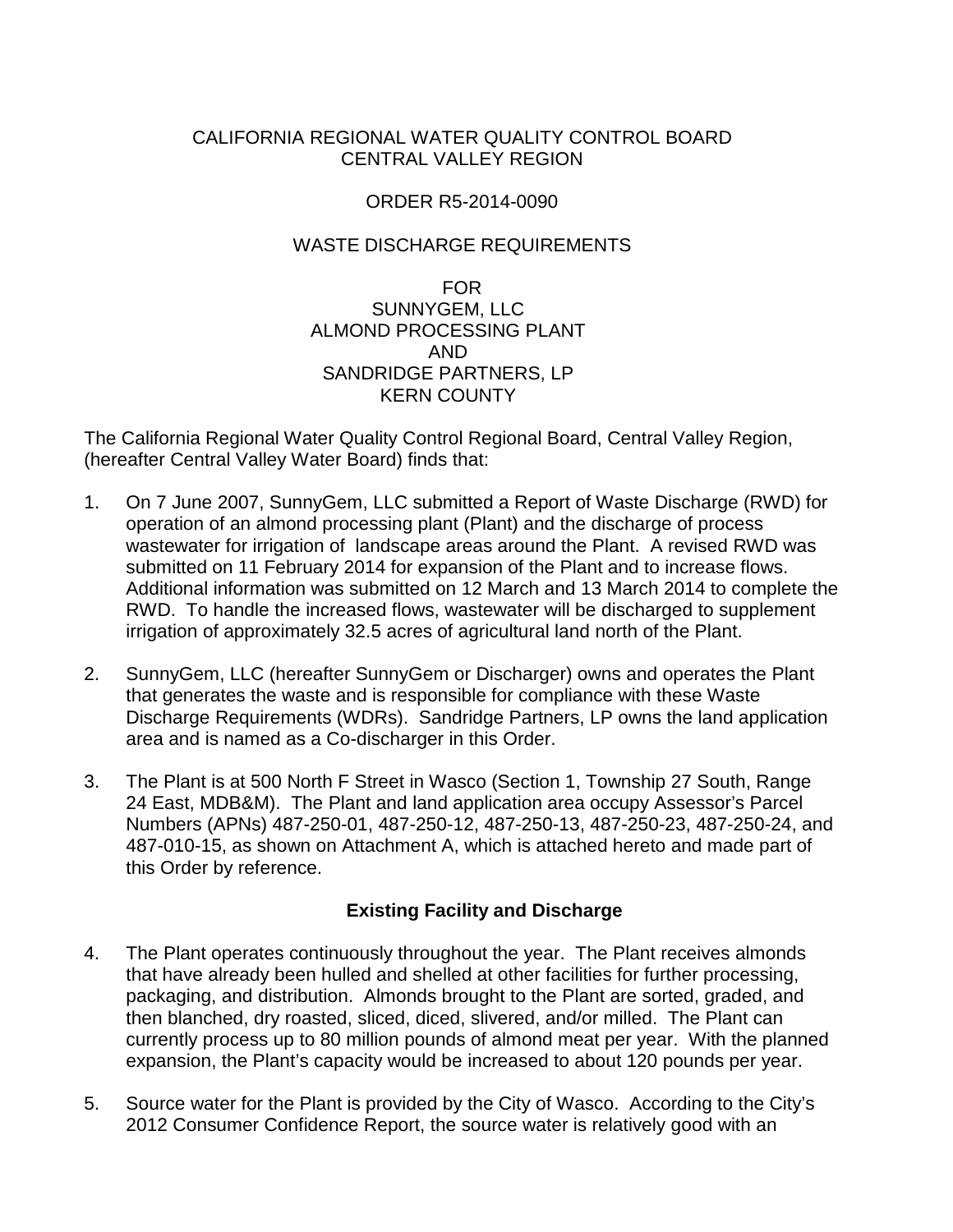CALIFORNIA REGIONAL WATER QUALITY CONTROL BOARD
CENTRAL VALLEY REGION

ORDER R5-2014-0090

WASTE DISCHARGE REQUIREMENTS

FOR
SUNNYGEM, LLC
ALMOND PROCESSING PLANT
AND
SANDRIDGE PARTNERS, LP
KERN COUNTY

The California Regional Water Quality Control Regional Board, Central Valley Region, (hereafter Central Valley Water Board) finds that:

1. On 7 June 2007, SunnyGem, LLC submitted a Report of Waste Discharge (RWD) for operation of an almond processing plant (Plant) and the discharge of process wastewater for irrigation of landscape areas around the Plant. A revised RWD was submitted on 11 February 2014 for expansion of the Plant and to increase flows. Additional information was submitted on 12 March and 13 March 2014 to complete the RWD. To handle the increased flows, wastewater will be discharged to supplement irrigation of approximately 32.5 acres of agricultural land north of the Plant.

2. SunnyGem, LLC (hereafter SunnyGem or Discharger) owns and operates the Plant that generates the waste and is responsible for compliance with these Waste Discharge Requirements (WDRs). Sandridge Partners, LP owns the land application area and is named as a Co-discharger in this Order.

3. The Plant is at 500 North F Street in Wasco (Section 1, Township 27 South, Range 24 East, MDB&M). The Plant and land application area occupy Assessor's Parcel Numbers (APNs) 487-250-01, 487-250-12, 487-250-13, 487-250-23, 487-250-24, and 487-010-15, as shown on Attachment A, which is attached hereto and made part of this Order by reference.

## Existing Facility and Discharge

4. The Plant operates continuously throughout the year. The Plant receives almonds that have already been hulled and shelled at other facilities for further processing, packaging, and distribution. Almonds brought to the Plant are sorted, graded, and then blanched, dry roasted, sliced, diced, slivered, and/or milled. The Plant can currently process up to 80 million pounds of almond meat per year. With the planned expansion, the Plant's capacity would be increased to about 120 pounds per year.

5. Source water for the Plant is provided by the City of Wasco. According to the City's 2012 Consumer Confidence Report, the source water is relatively good with an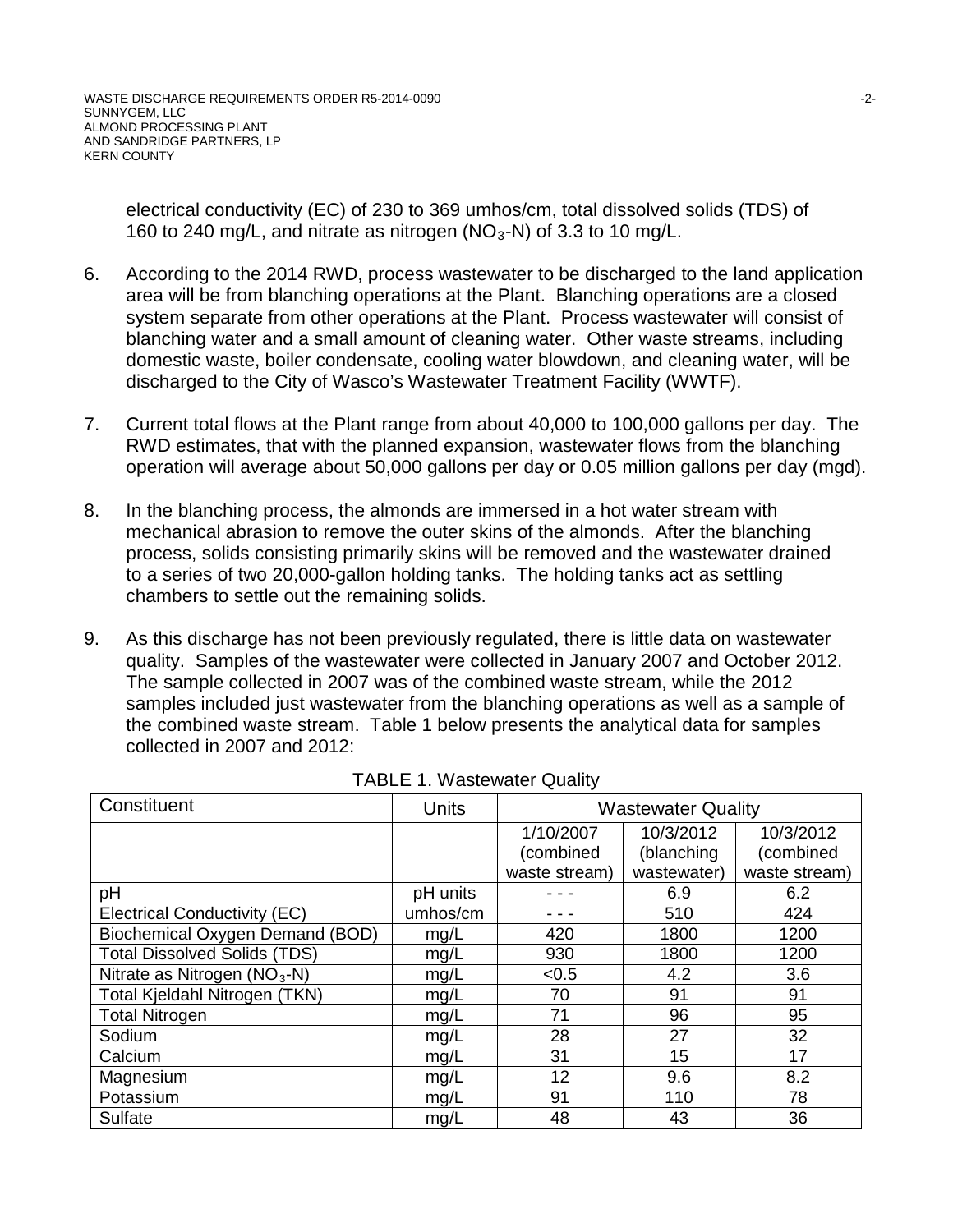electrical conductivity (EC) of 230 to 369 umhos/cm, total dissolved solids (TDS) of 160 to 240 mg/L, and nitrate as nitrogen ($NO_3$-N) of 3.3 to 10 mg/L.

6. According to the 2014 RWD, process wastewater to be discharged to the land application area will be from blanching operations at the Plant. Blanching operations are a closed system separate from other operations at the Plant. Process wastewater will consist of blanching water and a small amount of cleaning water. Other waste streams, including domestic waste, boiler condensate, cooling water blowdown, and cleaning water, will be discharged to the City of Wasco's Wastewater Treatment Facility (WWTF).

7. Current total flows at the Plant range from about 40,000 to 100,000 gallons per day. The RWD estimates, that with the planned expansion, wastewater flows from the blanching operation will average about 50,000 gallons per day or 0.05 million gallons per day (mgd).

8. In the blanching process, the almonds are immersed in a hot water stream with mechanical abrasion to remove the outer skins of the almonds. After the blanching process, solids consisting primarily skins will be removed and the wastewater drained to a series of two 20,000-gallon holding tanks. The holding tanks act as settling chambers to settle out the remaining solids.

9. As this discharge has not been previously regulated, there is little data on wastewater quality. Samples of the wastewater were collected in January 2007 and October 2012. The sample collected in 2007 was of the combined waste stream, while the 2012 samples included just wastewater from the blanching operations as well as a sample of the combined waste stream. Table 1 below presents the analytical data for samples collected in 2007 and 2012:

TABLE 1. Wastewater Quality

| Constituent | Units | Wastewater Quality | | |
|---|---|---|---|---|
| | | 1/10/2007 (combined waste stream) | 10/3/2012 (blanching wastewater) | 10/3/2012 (combined waste stream) |
| pH | pH units | - - - | 6.9 | 6.2 |
| Electrical Conductivity (EC) | umhos/cm | - - - | 510 | 424 |
| Biochemical Oxygen Demand (BOD) | mg/L | 420 | 1800 | 1200 |
| Total Dissolved Solids (TDS) | mg/L | 930 | 1800 | 1200 |
| Nitrate as Nitrogen ($NO_3$-N) | mg/L | <0.5 | 4.2 | 3.6 |
| Total Kjeldahl Nitrogen (TKN) | mg/L | 70 | 91 | 91 |
| Total Nitrogen | mg/L | 71 | 96 | 95 |
| Sodium | mg/L | 28 | 27 | 32 |
| Calcium | mg/L | 31 | 15 | 17 |
| Magnesium | mg/L | 12 | 9.6 | 8.2 |
| Potassium | mg/L | 91 | 110 | 78 |
| Sulfate | mg/L | 48 | 43 | 36 |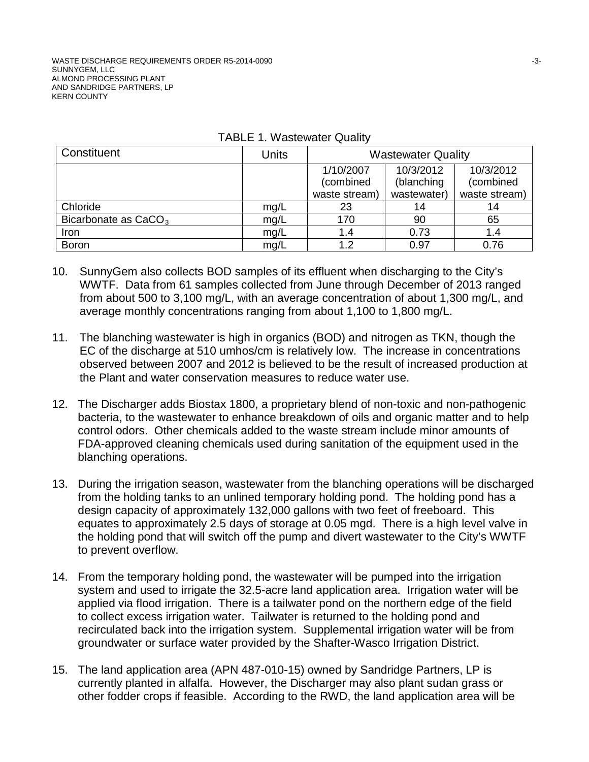TABLE 1. Wastewater Quality

| Constituent | Units | Wastewater Quality | | |
|---|---|---|---|---|
| | | 1/10/2007 (combined waste stream) | 10/3/2012 (blanching wastewater) | 10/3/2012 (combined waste stream) |
| Chloride | mg/L | 23 | 14 | 14 |
| Bicarbonate as $CaCO_3$ | mg/L | 170 | 90 | 65 |
| Iron | mg/L | 1.4 | 0.73 | 1.4 |
| Boron | mg/L | 1.2 | 0.97 | 0.76 |

10. SunnyGem also collects BOD samples of its effluent when discharging to the City's WWTF. Data from 61 samples collected from June through December of 2013 ranged from about 500 to 3,100 mg/L, with an average concentration of about 1,300 mg/L, and average monthly concentrations ranging from about 1,100 to 1,800 mg/L.

11. The blanching wastewater is high in organics (BOD) and nitrogen as TKN, though the EC of the discharge at 510 umhos/cm is relatively low. The increase in concentrations observed between 2007 and 2012 is believed to be the result of increased production at the Plant and water conservation measures to reduce water use.

12. The Discharger adds Biostax 1800, a proprietary blend of non-toxic and non-pathogenic bacteria, to the wastewater to enhance breakdown of oils and organic matter and to help control odors. Other chemicals added to the waste stream include minor amounts of FDA-approved cleaning chemicals used during sanitation of the equipment used in the blanching operations.

13. During the irrigation season, wastewater from the blanching operations will be discharged from the holding tanks to an unlined temporary holding pond. The holding pond has a design capacity of approximately 132,000 gallons with two feet of freeboard. This equates to approximately 2.5 days of storage at 0.05 mgd. There is a high level valve in the holding pond that will switch off the pump and divert wastewater to the City's WWTF to prevent overflow.

14. From the temporary holding pond, the wastewater will be pumped into the irrigation system and used to irrigate the 32.5-acre land application area. Irrigation water will be applied via flood irrigation. There is a tailwater pond on the northern edge of the field to collect excess irrigation water. Tailwater is returned to the holding pond and recirculated back into the irrigation system. Supplemental irrigation water will be from groundwater or surface water provided by the Shafter-Wasco Irrigation District.

15. The land application area (APN 487-010-15) owned by Sandridge Partners, LP is currently planted in alfalfa. However, the Discharger may also plant sudan grass or other fodder crops if feasible. According to the RWD, the land application area will be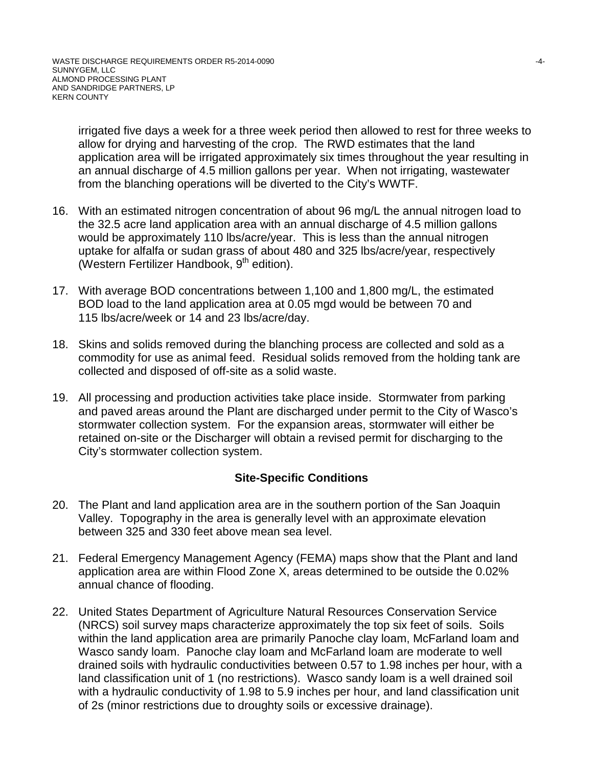irrigated five days a week for a three week period then allowed to rest for three weeks to allow for drying and harvesting of the crop. The RWD estimates that the land application area will be irrigated approximately six times throughout the year resulting in an annual discharge of 4.5 million gallons per year. When not irrigating, wastewater from the blanching operations will be diverted to the City's WWTF.

16. With an estimated nitrogen concentration of about 96 mg/L the annual nitrogen load to the 32.5 acre land application area with an annual discharge of 4.5 million gallons would be approximately 110 lbs/acre/year. This is less than the annual nitrogen uptake for alfalfa or sudan grass of about 480 and 325 lbs/acre/year, respectively (Western Fertilizer Handbook, 9th edition).

17. With average BOD concentrations between 1,100 and 1,800 mg/L, the estimated BOD load to the land application area at 0.05 mgd would be between 70 and 115 lbs/acre/week or 14 and 23 lbs/acre/day.

18. Skins and solids removed during the blanching process are collected and sold as a commodity for use as animal feed. Residual solids removed from the holding tank are collected and disposed of off-site as a solid waste.

19. All processing and production activities take place inside. Stormwater from parking and paved areas around the Plant are discharged under permit to the City of Wasco's stormwater collection system. For the expansion areas, stormwater will either be retained on-site or the Discharger will obtain a revised permit for discharging to the City's stormwater collection system.

## Site-Specific Conditions

20. The Plant and land application area are in the southern portion of the San Joaquin Valley. Topography in the area is generally level with an approximate elevation between 325 and 330 feet above mean sea level.

21. Federal Emergency Management Agency (FEMA) maps show that the Plant and land application area are within Flood Zone X, areas determined to be outside the 0.02% annual chance of flooding.

22. United States Department of Agriculture Natural Resources Conservation Service (NRCS) soil survey maps characterize approximately the top six feet of soils. Soils within the land application area are primarily Panoche clay loam, McFarland loam and Wasco sandy loam. Panoche clay loam and McFarland loam are moderate to well drained soils with hydraulic conductivities between 0.57 to 1.98 inches per hour, with a land classification unit of 1 (no restrictions). Wasco sandy loam is a well drained soil with a hydraulic conductivity of 1.98 to 5.9 inches per hour, and land classification unit of 2s (minor restrictions due to droughty soils or excessive drainage).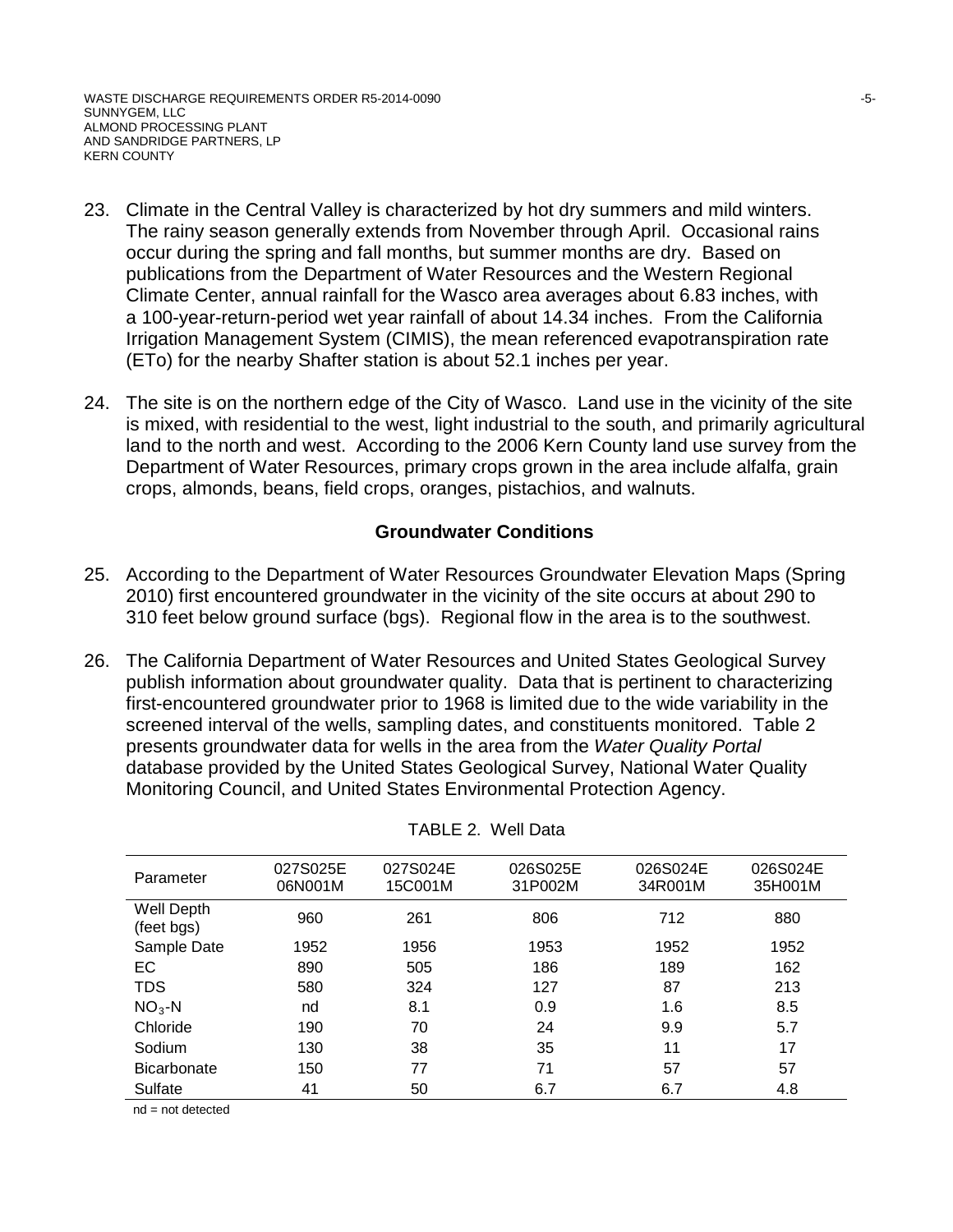23. Climate in the Central Valley is characterized by hot dry summers and mild winters. The rainy season generally extends from November through April. Occasional rains occur during the spring and fall months, but summer months are dry. Based on publications from the Department of Water Resources and the Western Regional Climate Center, annual rainfall for the Wasco area averages about 6.83 inches, with a 100-year-return-period wet year rainfall of about 14.34 inches. From the California Irrigation Management System (CIMIS), the mean referenced evapotranspiration rate (ETo) for the nearby Shafter station is about 52.1 inches per year.

24. The site is on the northern edge of the City of Wasco. Land use in the vicinity of the site is mixed, with residential to the west, light industrial to the south, and primarily agricultural land to the north and west. According to the 2006 Kern County land use survey from the Department of Water Resources, primary crops grown in the area include alfalfa, grain crops, almonds, beans, field crops, oranges, pistachios, and walnuts.

### Groundwater Conditions

25. According to the Department of Water Resources Groundwater Elevation Maps (Spring 2010) first encountered groundwater in the vicinity of the site occurs at about 290 to 310 feet below ground surface (bgs). Regional flow in the area is to the southwest.

26. The California Department of Water Resources and United States Geological Survey publish information about groundwater quality. Data that is pertinent to characterizing first-encountered groundwater prior to 1968 is limited due to the wide variability in the screened interval of the wells, sampling dates, and constituents monitored. Table 2 presents groundwater data for wells in the area from the *Water Quality Portal* database provided by the United States Geological Survey, National Water Quality Monitoring Council, and United States Environmental Protection Agency.

TABLE 2. Well Data

| Parameter | 027S025E 06N001M | 027S024E 15C001M | 026S025E 31P002M | 026S024E 34R001M | 026S024E 35H001M |
|---|---|---|---|---|---|
| Well Depth (feet bgs) | 960 | 261 | 806 | 712 | 880 |
| Sample Date | 1952 | 1956 | 1953 | 1952 | 1952 |
| EC | 890 | 505 | 186 | 189 | 162 |
| TDS | 580 | 324 | 127 | 87 | 213 |
| $NO_3$-N | nd | 8.1 | 0.9 | 1.6 | 8.5 |
| Chloride | 190 | 70 | 24 | 9.9 | 5.7 |
| Sodium | 130 | 38 | 35 | 11 | 17 |
| Bicarbonate | 150 | 77 | 71 | 57 | 57 |
| Sulfate | 41 | 50 | 6.7 | 6.7 | 4.8 |

nd = not detected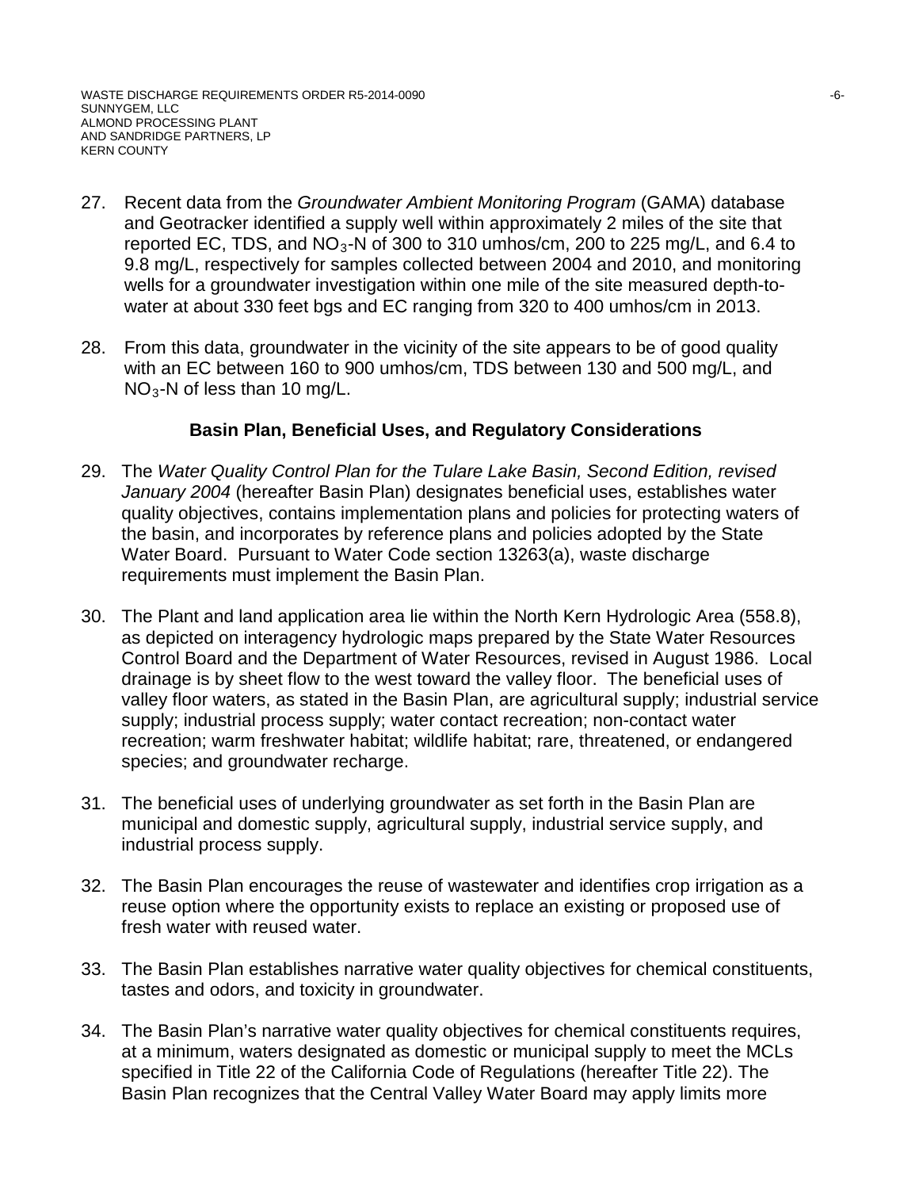27. Recent data from the *Groundwater Ambient Monitoring Program* (GAMA) database and Geotracker identified a supply well within approximately 2 miles of the site that reported EC, TDS, and $NO_3$-N of 300 to 310 umhos/cm, 200 to 225 mg/L, and 6.4 to 9.8 mg/L, respectively for samples collected between 2004 and 2010, and monitoring wells for a groundwater investigation within one mile of the site measured depth-to-water at about 330 feet bgs and EC ranging from 320 to 400 umhos/cm in 2013.

28. From this data, groundwater in the vicinity of the site appears to be of good quality with an EC between 160 to 900 umhos/cm, TDS between 130 and 500 mg/L, and $NO_3$-N of less than 10 mg/L.

### Basin Plan, Beneficial Uses, and Regulatory Considerations

29. The *Water Quality Control Plan for the Tulare Lake Basin, Second Edition, revised January 2004* (hereafter Basin Plan) designates beneficial uses, establishes water quality objectives, contains implementation plans and policies for protecting waters of the basin, and incorporates by reference plans and policies adopted by the State Water Board. Pursuant to Water Code section 13263(a), waste discharge requirements must implement the Basin Plan.

30. The Plant and land application area lie within the North Kern Hydrologic Area (558.8), as depicted on interagency hydrologic maps prepared by the State Water Resources Control Board and the Department of Water Resources, revised in August 1986. Local drainage is by sheet flow to the west toward the valley floor. The beneficial uses of valley floor waters, as stated in the Basin Plan, are agricultural supply; industrial service supply; industrial process supply; water contact recreation; non-contact water recreation; warm freshwater habitat; wildlife habitat; rare, threatened, or endangered species; and groundwater recharge.

31. The beneficial uses of underlying groundwater as set forth in the Basin Plan are municipal and domestic supply, agricultural supply, industrial service supply, and industrial process supply.

32. The Basin Plan encourages the reuse of wastewater and identifies crop irrigation as a reuse option where the opportunity exists to replace an existing or proposed use of fresh water with reused water.

33. The Basin Plan establishes narrative water quality objectives for chemical constituents, tastes and odors, and toxicity in groundwater.

34. The Basin Plan's narrative water quality objectives for chemical constituents requires, at a minimum, waters designated as domestic or municipal supply to meet the MCLs specified in Title 22 of the California Code of Regulations (hereafter Title 22). The Basin Plan recognizes that the Central Valley Water Board may apply limits more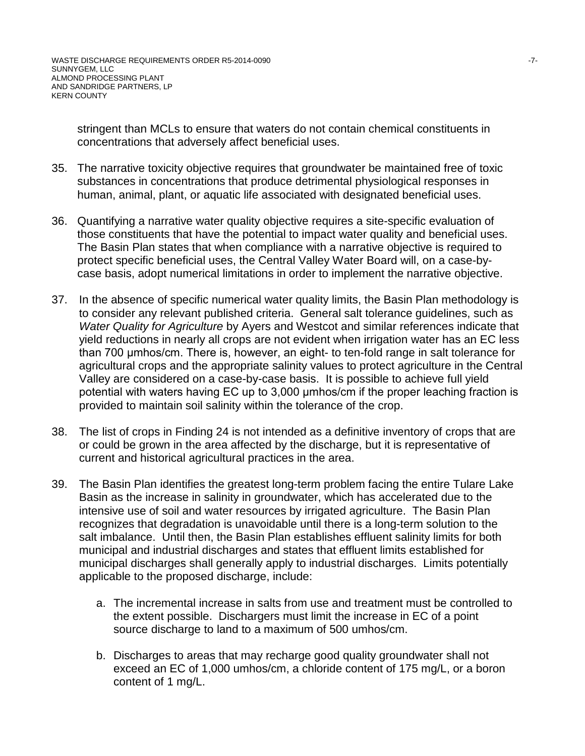stringent than MCLs to ensure that waters do not contain chemical constituents in concentrations that adversely affect beneficial uses.

35. The narrative toxicity objective requires that groundwater be maintained free of toxic substances in concentrations that produce detrimental physiological responses in human, animal, plant, or aquatic life associated with designated beneficial uses.

36. Quantifying a narrative water quality objective requires a site-specific evaluation of those constituents that have the potential to impact water quality and beneficial uses. The Basin Plan states that when compliance with a narrative objective is required to protect specific beneficial uses, the Central Valley Water Board will, on a case-by-case basis, adopt numerical limitations in order to implement the narrative objective.

37. In the absence of specific numerical water quality limits, the Basin Plan methodology is to consider any relevant published criteria. General salt tolerance guidelines, such as *Water Quality for Agriculture* by Ayers and Westcot and similar references indicate that yield reductions in nearly all crops are not evident when irrigation water has an EC less than 700 µmhos/cm. There is, however, an eight- to ten-fold range in salt tolerance for agricultural crops and the appropriate salinity values to protect agriculture in the Central Valley are considered on a case-by-case basis. It is possible to achieve full yield potential with waters having EC up to 3,000 µmhos/cm if the proper leaching fraction is provided to maintain soil salinity within the tolerance of the crop.

38. The list of crops in Finding 24 is not intended as a definitive inventory of crops that are or could be grown in the area affected by the discharge, but it is representative of current and historical agricultural practices in the area.

39. The Basin Plan identifies the greatest long-term problem facing the entire Tulare Lake Basin as the increase in salinity in groundwater, which has accelerated due to the intensive use of soil and water resources by irrigated agriculture. The Basin Plan recognizes that degradation is unavoidable until there is a long-term solution to the salt imbalance. Until then, the Basin Plan establishes effluent salinity limits for both municipal and industrial discharges and states that effluent limits established for municipal discharges shall generally apply to industrial discharges. Limits potentially applicable to the proposed discharge, include:

    a. The incremental increase in salts from use and treatment must be controlled to the extent possible. Dischargers must limit the increase in EC of a point source discharge to land to a maximum of 500 umhos/cm.

    b. Discharges to areas that may recharge good quality groundwater shall not exceed an EC of 1,000 umhos/cm, a chloride content of 175 mg/L, or a boron content of 1 mg/L.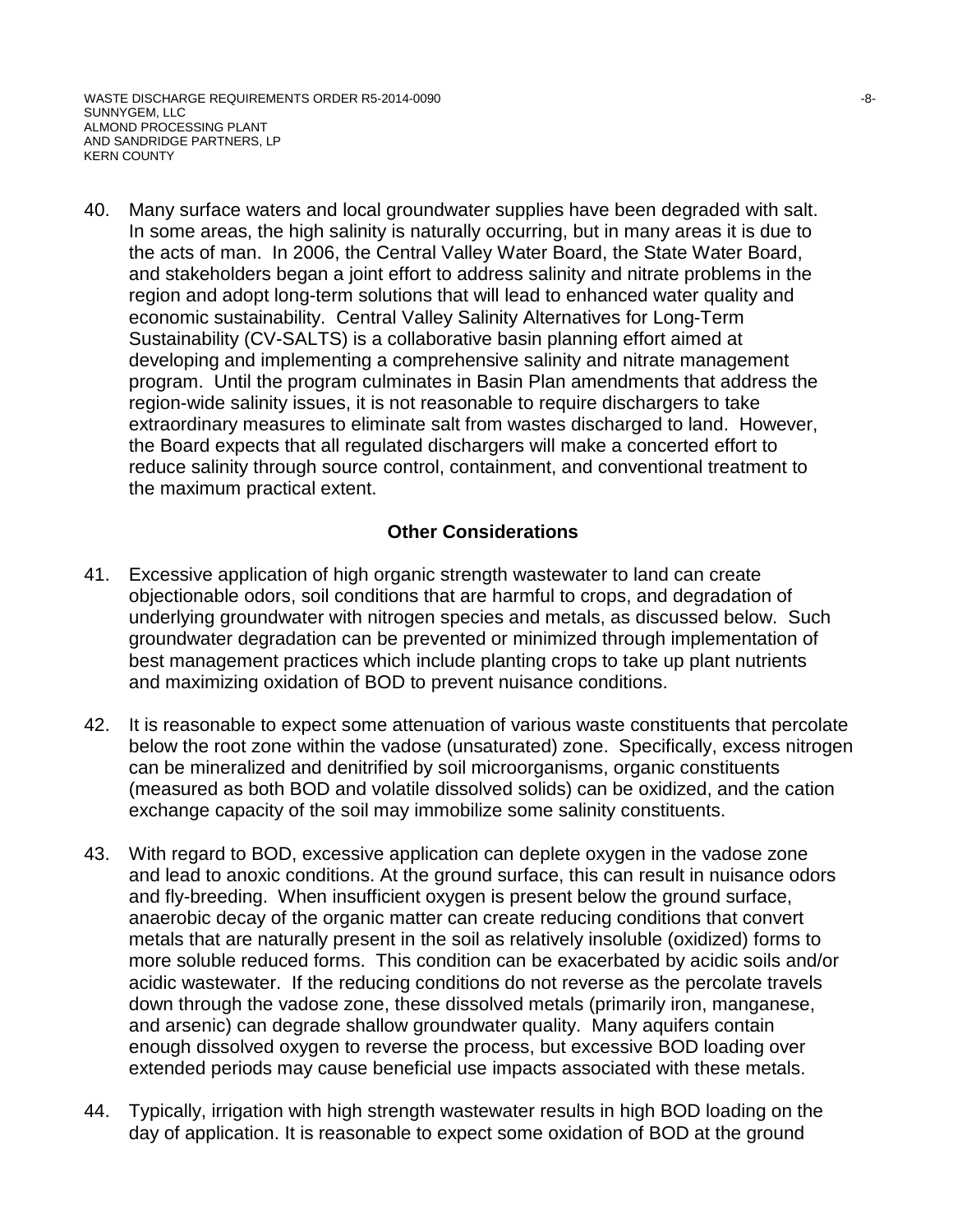40. Many surface waters and local groundwater supplies have been degraded with salt. In some areas, the high salinity is naturally occurring, but in many areas it is due to the acts of man. In 2006, the Central Valley Water Board, the State Water Board, and stakeholders began a joint effort to address salinity and nitrate problems in the region and adopt long-term solutions that will lead to enhanced water quality and economic sustainability. Central Valley Salinity Alternatives for Long-Term Sustainability (CV-SALTS) is a collaborative basin planning effort aimed at developing and implementing a comprehensive salinity and nitrate management program. Until the program culminates in Basin Plan amendments that address the region-wide salinity issues, it is not reasonable to require dischargers to take extraordinary measures to eliminate salt from wastes discharged to land. However, the Board expects that all regulated dischargers will make a concerted effort to reduce salinity through source control, containment, and conventional treatment to the maximum practical extent.

## Other Considerations

41. Excessive application of high organic strength wastewater to land can create objectionable odors, soil conditions that are harmful to crops, and degradation of underlying groundwater with nitrogen species and metals, as discussed below. Such groundwater degradation can be prevented or minimized through implementation of best management practices which include planting crops to take up plant nutrients and maximizing oxidation of BOD to prevent nuisance conditions.

42. It is reasonable to expect some attenuation of various waste constituents that percolate below the root zone within the vadose (unsaturated) zone. Specifically, excess nitrogen can be mineralized and denitrified by soil microorganisms, organic constituents (measured as both BOD and volatile dissolved solids) can be oxidized, and the cation exchange capacity of the soil may immobilize some salinity constituents.

43. With regard to BOD, excessive application can deplete oxygen in the vadose zone and lead to anoxic conditions. At the ground surface, this can result in nuisance odors and fly-breeding. When insufficient oxygen is present below the ground surface, anaerobic decay of the organic matter can create reducing conditions that convert metals that are naturally present in the soil as relatively insoluble (oxidized) forms to more soluble reduced forms. This condition can be exacerbated by acidic soils and/or acidic wastewater. If the reducing conditions do not reverse as the percolate travels down through the vadose zone, these dissolved metals (primarily iron, manganese, and arsenic) can degrade shallow groundwater quality. Many aquifers contain enough dissolved oxygen to reverse the process, but excessive BOD loading over extended periods may cause beneficial use impacts associated with these metals.

44. Typically, irrigation with high strength wastewater results in high BOD loading on the day of application. It is reasonable to expect some oxidation of BOD at the ground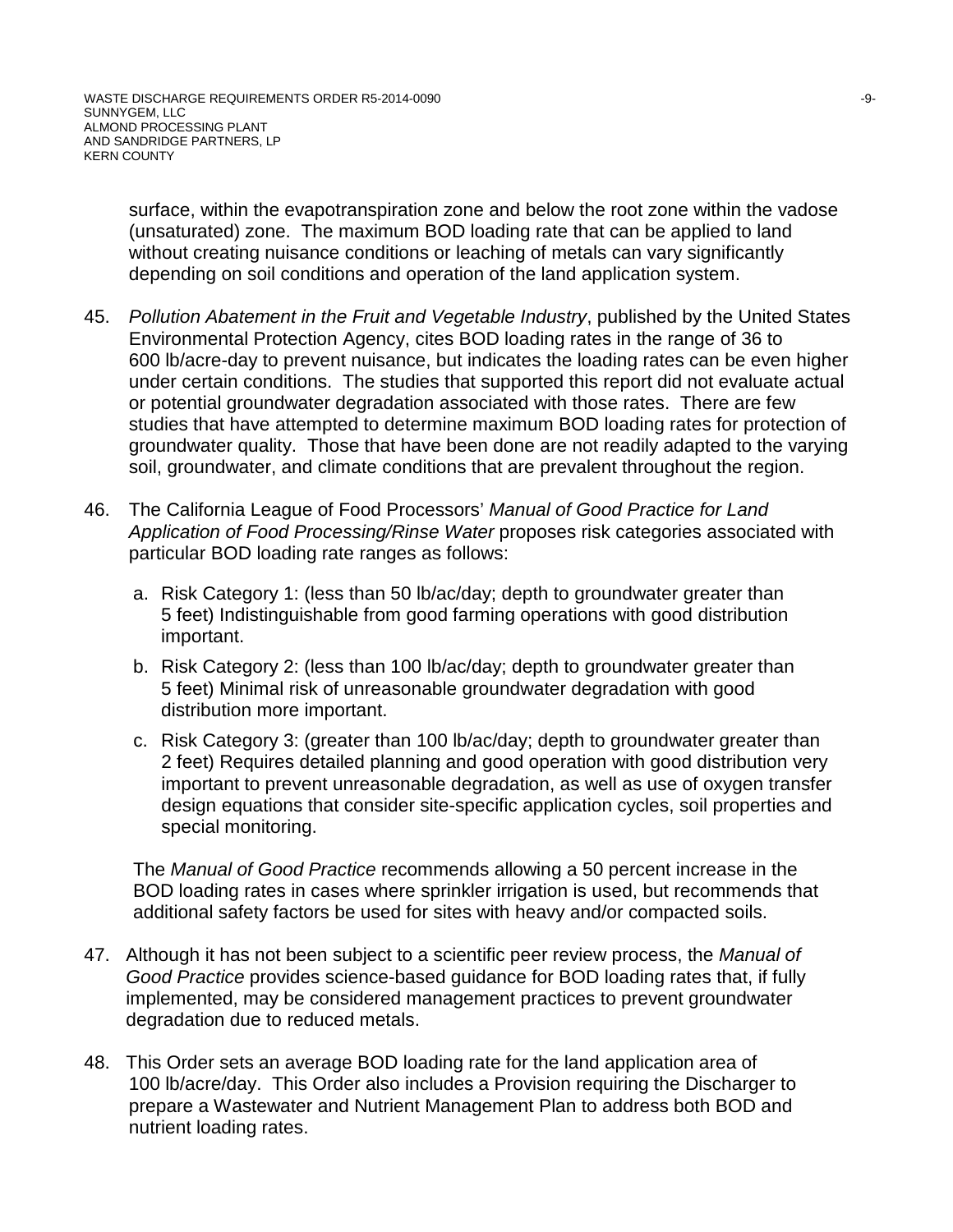surface, within the evapotranspiration zone and below the root zone within the vadose (unsaturated) zone. The maximum BOD loading rate that can be applied to land without creating nuisance conditions or leaching of metals can vary significantly depending on soil conditions and operation of the land application system.

45. *Pollution Abatement in the Fruit and Vegetable Industry*, published by the United States Environmental Protection Agency, cites BOD loading rates in the range of 36 to 600 lb/acre-day to prevent nuisance, but indicates the loading rates can be even higher under certain conditions. The studies that supported this report did not evaluate actual or potential groundwater degradation associated with those rates. There are few studies that have attempted to determine maximum BOD loading rates for protection of groundwater quality. Those that have been done are not readily adapted to the varying soil, groundwater, and climate conditions that are prevalent throughout the region.

46. The California League of Food Processors' *Manual of Good Practice for Land Application of Food Processing/Rinse Water* proposes risk categories associated with particular BOD loading rate ranges as follows:

    a. Risk Category 1: (less than 50 lb/ac/day; depth to groundwater greater than 5 feet) Indistinguishable from good farming operations with good distribution important.

    b. Risk Category 2: (less than 100 lb/ac/day; depth to groundwater greater than 5 feet) Minimal risk of unreasonable groundwater degradation with good distribution more important.

    c. Risk Category 3: (greater than 100 lb/ac/day; depth to groundwater greater than 2 feet) Requires detailed planning and good operation with good distribution very important to prevent unreasonable degradation, as well as use of oxygen transfer design equations that consider site-specific application cycles, soil properties and special monitoring.

    The *Manual of Good Practice* recommends allowing a 50 percent increase in the BOD loading rates in cases where sprinkler irrigation is used, but recommends that additional safety factors be used for sites with heavy and/or compacted soils.

47. Although it has not been subject to a scientific peer review process, the *Manual of Good Practice* provides science-based guidance for BOD loading rates that, if fully implemented, may be considered management practices to prevent groundwater degradation due to reduced metals.

48. This Order sets an average BOD loading rate for the land application area of 100 lb/acre/day. This Order also includes a Provision requiring the Discharger to prepare a Wastewater and Nutrient Management Plan to address both BOD and nutrient loading rates.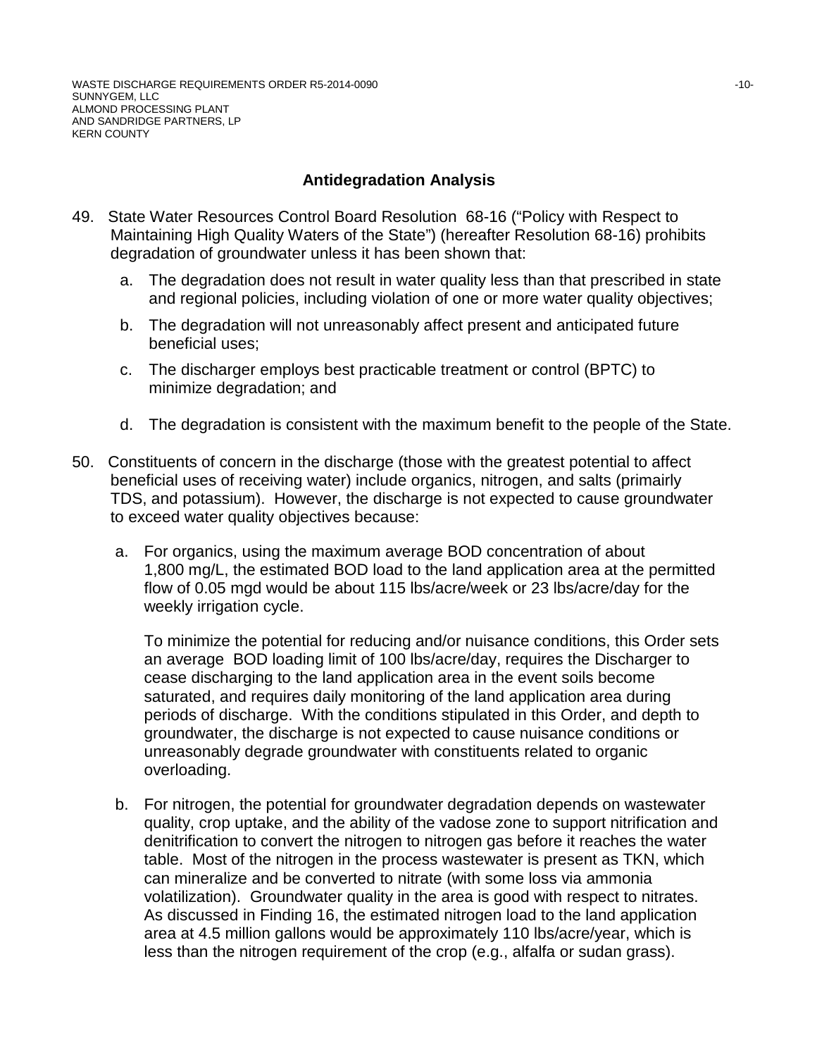## Antidegradation Analysis

49. State Water Resources Control Board Resolution 68-16 ("Policy with Respect to Maintaining High Quality Waters of the State") (hereafter Resolution 68-16) prohibits degradation of groundwater unless it has been shown that:

    a. The degradation does not result in water quality less than that prescribed in state and regional policies, including violation of one or more water quality objectives;

    b. The degradation will not unreasonably affect present and anticipated future beneficial uses;

    c. The discharger employs best practicable treatment or control (BPTC) to minimize degradation; and

    d. The degradation is consistent with the maximum benefit to the people of the State.

50. Constituents of concern in the discharge (those with the greatest potential to affect beneficial uses of receiving water) include organics, nitrogen, and salts (primairly TDS, and potassium). However, the discharge is not expected to cause groundwater to exceed water quality objectives because:

    a. For organics, using the maximum average BOD concentration of about 1,800 mg/L, the estimated BOD load to the land application area at the permitted flow of 0.05 mgd would be about 115 lbs/acre/week or 23 lbs/acre/day for the weekly irrigation cycle.

       To minimize the potential for reducing and/or nuisance conditions, this Order sets an average BOD loading limit of 100 lbs/acre/day, requires the Discharger to cease discharging to the land application area in the event soils become saturated, and requires daily monitoring of the land application area during periods of discharge. With the conditions stipulated in this Order, and depth to groundwater, the discharge is not expected to cause nuisance conditions or unreasonably degrade groundwater with constituents related to organic overloading.

    b. For nitrogen, the potential for groundwater degradation depends on wastewater quality, crop uptake, and the ability of the vadose zone to support nitrification and denitrification to convert the nitrogen to nitrogen gas before it reaches the water table. Most of the nitrogen in the process wastewater is present as TKN, which can mineralize and be converted to nitrate (with some loss via ammonia volatilization). Groundwater quality in the area is good with respect to nitrates. As discussed in Finding 16, the estimated nitrogen load to the land application area at 4.5 million gallons would be approximately 110 lbs/acre/year, which is less than the nitrogen requirement of the crop (e.g., alfalfa or sudan grass).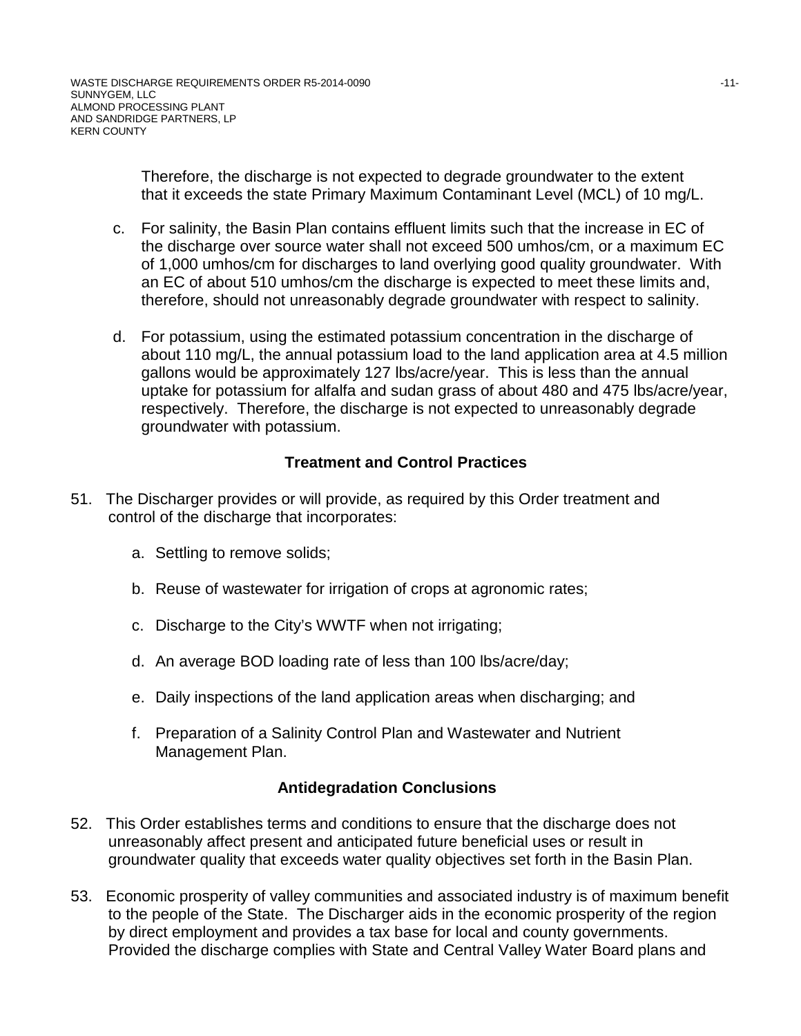Therefore, the discharge is not expected to degrade groundwater to the extent that it exceeds the state Primary Maximum Contaminant Level (MCL) of 10 mg/L.

c. For salinity, the Basin Plan contains effluent limits such that the increase in EC of the discharge over source water shall not exceed 500 umhos/cm, or a maximum EC of 1,000 umhos/cm for discharges to land overlying good quality groundwater. With an EC of about 510 umhos/cm the discharge is expected to meet these limits and, therefore, should not unreasonably degrade groundwater with respect to salinity.

d. For potassium, using the estimated potassium concentration in the discharge of about 110 mg/L, the annual potassium load to the land application area at 4.5 million gallons would be approximately 127 lbs/acre/year. This is less than the annual uptake for potassium for alfalfa and sudan grass of about 480 and 475 lbs/acre/year, respectively. Therefore, the discharge is not expected to unreasonably degrade groundwater with potassium.

## Treatment and Control Practices

51. The Discharger provides or will provide, as required by this Order treatment and control of the discharge that incorporates:

    a. Settling to remove solids;

    b. Reuse of wastewater for irrigation of crops at agronomic rates;

    c. Discharge to the City's WWTF when not irrigating;

    d. An average BOD loading rate of less than 100 lbs/acre/day;

    e. Daily inspections of the land application areas when discharging; and

    f. Preparation of a Salinity Control Plan and Wastewater and Nutrient Management Plan.

## Antidegradation Conclusions

52. This Order establishes terms and conditions to ensure that the discharge does not unreasonably affect present and anticipated future beneficial uses or result in groundwater quality that exceeds water quality objectives set forth in the Basin Plan.

53. Economic prosperity of valley communities and associated industry is of maximum benefit to the people of the State. The Discharger aids in the economic prosperity of the region by direct employment and provides a tax base for local and county governments. Provided the discharge complies with State and Central Valley Water Board plans and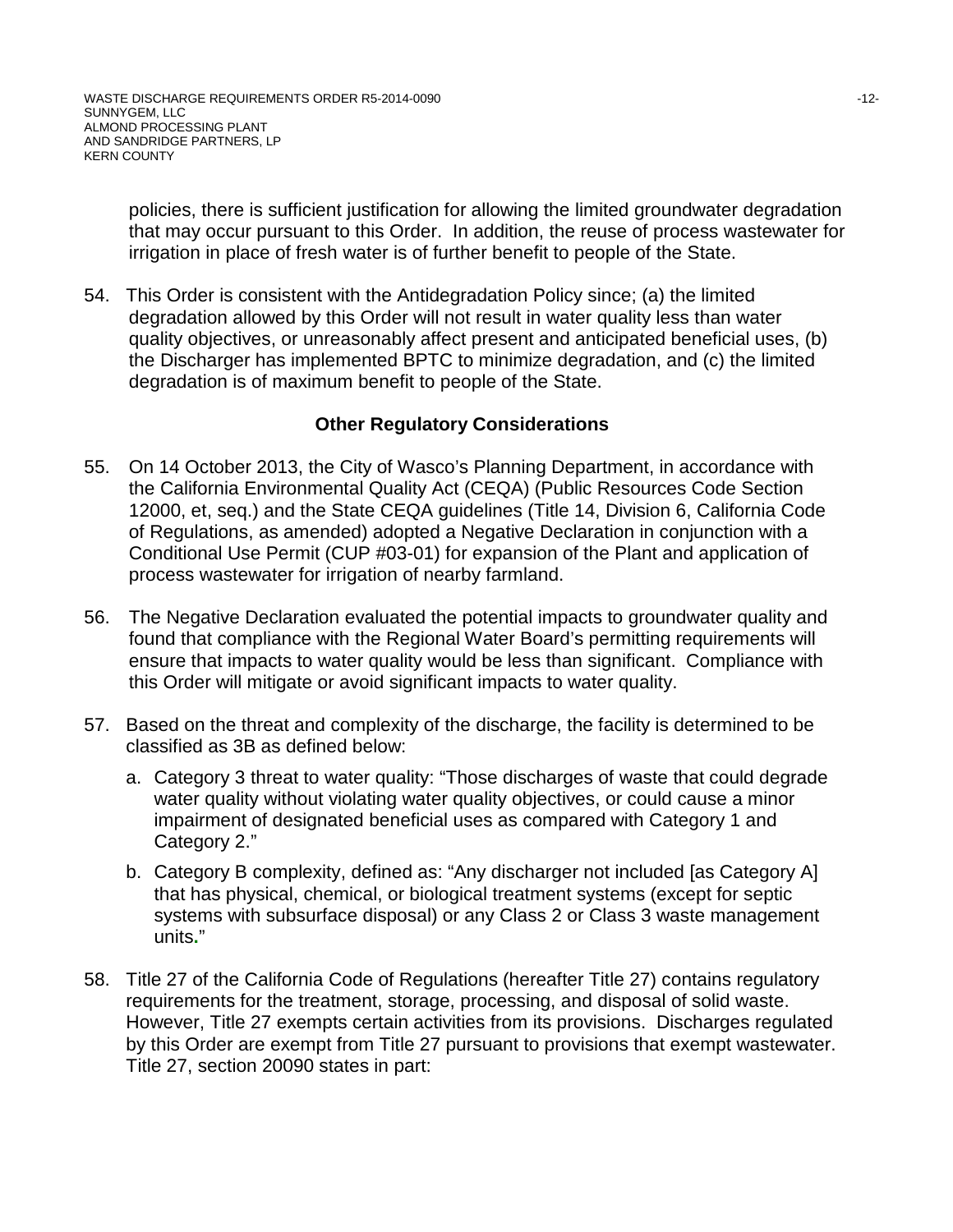policies, there is sufficient justification for allowing the limited groundwater degradation that may occur pursuant to this Order. In addition, the reuse of process wastewater for irrigation in place of fresh water is of further benefit to people of the State.

54. This Order is consistent with the Antidegradation Policy since; (a) the limited degradation allowed by this Order will not result in water quality less than water quality objectives, or unreasonably affect present and anticipated beneficial uses, (b) the Discharger has implemented BPTC to minimize degradation, and (c) the limited degradation is of maximum benefit to people of the State.

## Other Regulatory Considerations

55. On 14 October 2013, the City of Wasco's Planning Department, in accordance with the California Environmental Quality Act (CEQA) (Public Resources Code Section 12000, et, seq.) and the State CEQA guidelines (Title 14, Division 6, California Code of Regulations, as amended) adopted a Negative Declaration in conjunction with a Conditional Use Permit (CUP #03-01) for expansion of the Plant and application of process wastewater for irrigation of nearby farmland.

56. The Negative Declaration evaluated the potential impacts to groundwater quality and found that compliance with the Regional Water Board's permitting requirements will ensure that impacts to water quality would be less than significant. Compliance with this Order will mitigate or avoid significant impacts to water quality.

57. Based on the threat and complexity of the discharge, the facility is determined to be classified as 3B as defined below:

    a. Category 3 threat to water quality: "Those discharges of waste that could degrade water quality without violating water quality objectives, or could cause a minor impairment of designated beneficial uses as compared with Category 1 and Category 2."

    b. Category B complexity, defined as: "Any discharger not included [as Category A] that has physical, chemical, or biological treatment systems (except for septic systems with subsurface disposal) or any Class 2 or Class 3 waste management units."

58. Title 27 of the California Code of Regulations (hereafter Title 27) contains regulatory requirements for the treatment, storage, processing, and disposal of solid waste. However, Title 27 exempts certain activities from its provisions. Discharges regulated by this Order are exempt from Title 27 pursuant to provisions that exempt wastewater. Title 27, section 20090 states in part: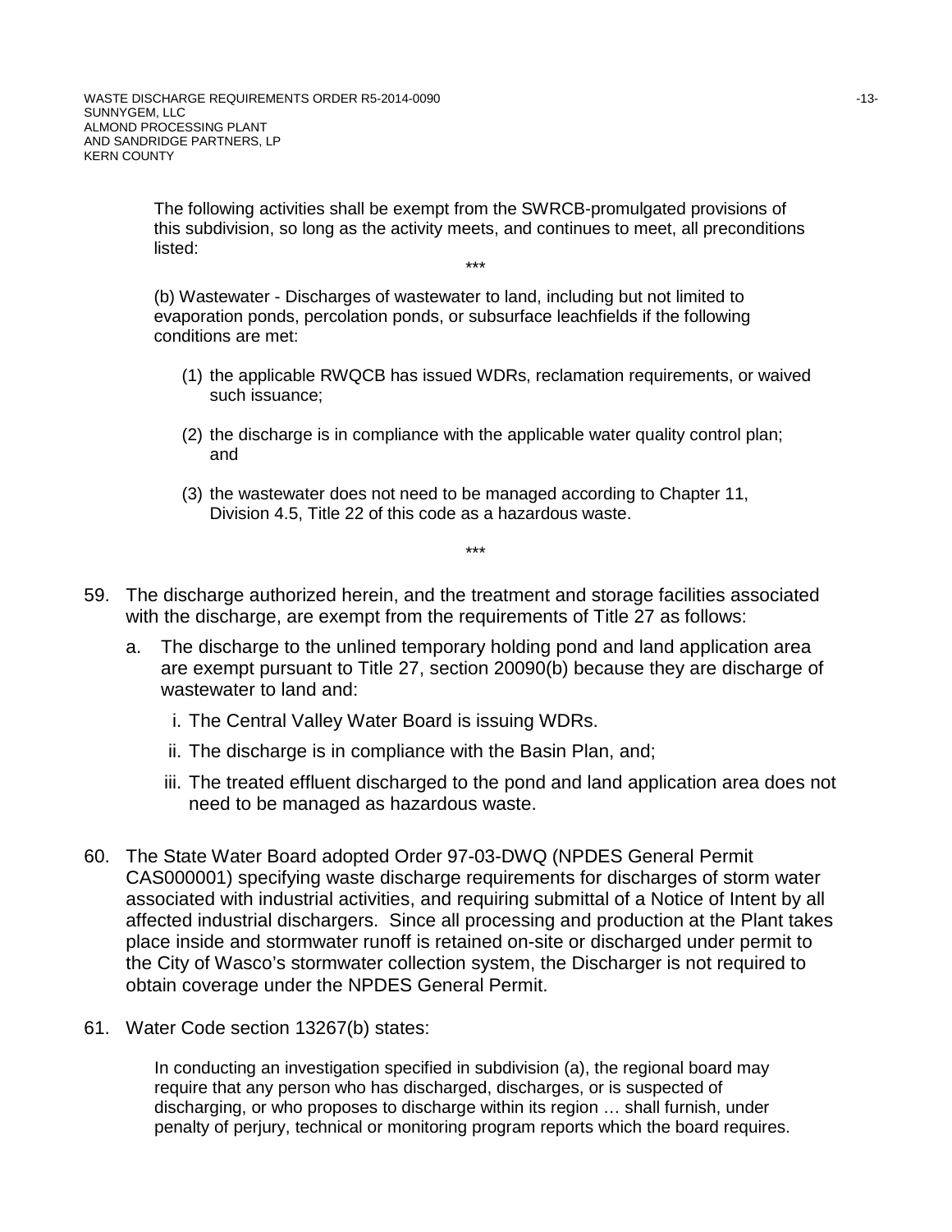> The following activities shall be exempt from the SWRCB-promulgated provisions of this subdivision, so long as the activity meets, and continues to meet, all preconditions listed:
>
> \*\*\*
>
> (b) Wastewater - Discharges of wastewater to land, including but not limited to evaporation ponds, percolation ponds, or subsurface leachfields if the following conditions are met:
>
> (1) the applicable RWQCB has issued WDRs, reclamation requirements, or waived such issuance;
>
> (2) the discharge is in compliance with the applicable water quality control plan; and
>
> (3) the wastewater does not need to be managed according to Chapter 11, Division 4.5, Title 22 of this code as a hazardous waste.
>
> \*\*\*

59. The discharge authorized herein, and the treatment and storage facilities associated with the discharge, are exempt from the requirements of Title 27 as follows:

    a. The discharge to the unlined temporary holding pond and land application area are exempt pursuant to Title 27, section 20090(b) because they are discharge of wastewater to land and:

       i. The Central Valley Water Board is issuing WDRs.

       ii. The discharge is in compliance with the Basin Plan, and;

       iii. The treated effluent discharged to the pond and land application area does not need to be managed as hazardous waste.

60. The State Water Board adopted Order 97-03-DWQ (NPDES General Permit CAS000001) specifying waste discharge requirements for discharges of storm water associated with industrial activities, and requiring submittal of a Notice of Intent by all affected industrial dischargers. Since all processing and production at the Plant takes place inside and stormwater runoff is retained on-site or discharged under permit to the City of Wasco's stormwater collection system, the Discharger is not required to obtain coverage under the NPDES General Permit.

61. Water Code section 13267(b) states:

> In conducting an investigation specified in subdivision (a), the regional board may require that any person who has discharged, discharges, or is suspected of discharging, or who proposes to discharge within its region … shall furnish, under penalty of perjury, technical or monitoring program reports which the board requires.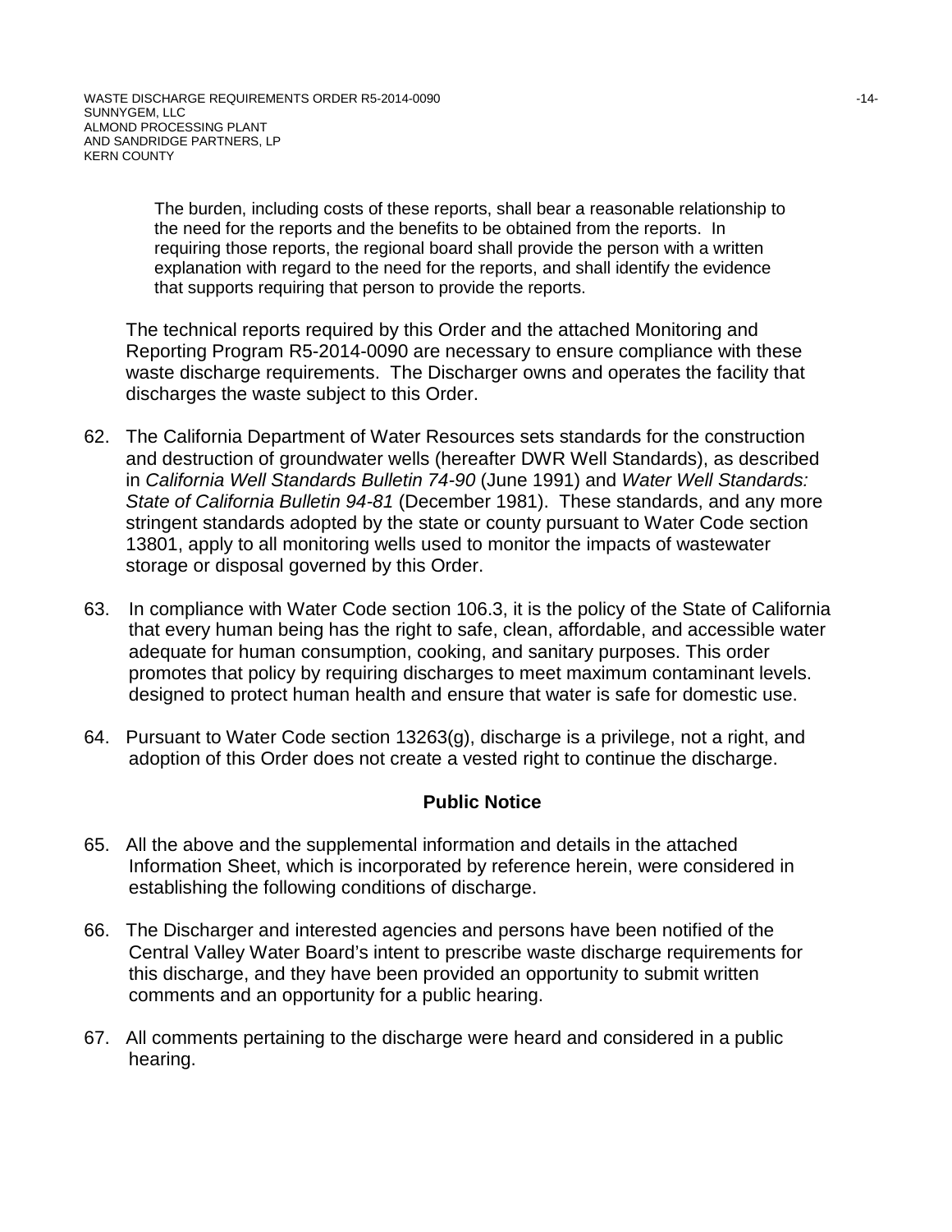> The burden, including costs of these reports, shall bear a reasonable relationship to the need for the reports and the benefits to be obtained from the reports. In requiring those reports, the regional board shall provide the person with a written explanation with regard to the need for the reports, and shall identify the evidence that supports requiring that person to provide the reports.

The technical reports required by this Order and the attached Monitoring and Reporting Program R5-2014-0090 are necessary to ensure compliance with these waste discharge requirements. The Discharger owns and operates the facility that discharges the waste subject to this Order.

62. The California Department of Water Resources sets standards for the construction and destruction of groundwater wells (hereafter DWR Well Standards), as described in *California Well Standards Bulletin 74-90* (June 1991) and *Water Well Standards: State of California Bulletin 94-81* (December 1981). These standards, and any more stringent standards adopted by the state or county pursuant to Water Code section 13801, apply to all monitoring wells used to monitor the impacts of wastewater storage or disposal governed by this Order.

63. In compliance with Water Code section 106.3, it is the policy of the State of California that every human being has the right to safe, clean, affordable, and accessible water adequate for human consumption, cooking, and sanitary purposes. This order promotes that policy by requiring discharges to meet maximum contaminant levels. designed to protect human health and ensure that water is safe for domestic use.

64. Pursuant to Water Code section 13263(g), discharge is a privilege, not a right, and adoption of this Order does not create a vested right to continue the discharge.

## Public Notice

65. All the above and the supplemental information and details in the attached Information Sheet, which is incorporated by reference herein, were considered in establishing the following conditions of discharge.

66. The Discharger and interested agencies and persons have been notified of the Central Valley Water Board's intent to prescribe waste discharge requirements for this discharge, and they have been provided an opportunity to submit written comments and an opportunity for a public hearing.

67. All comments pertaining to the discharge were heard and considered in a public hearing.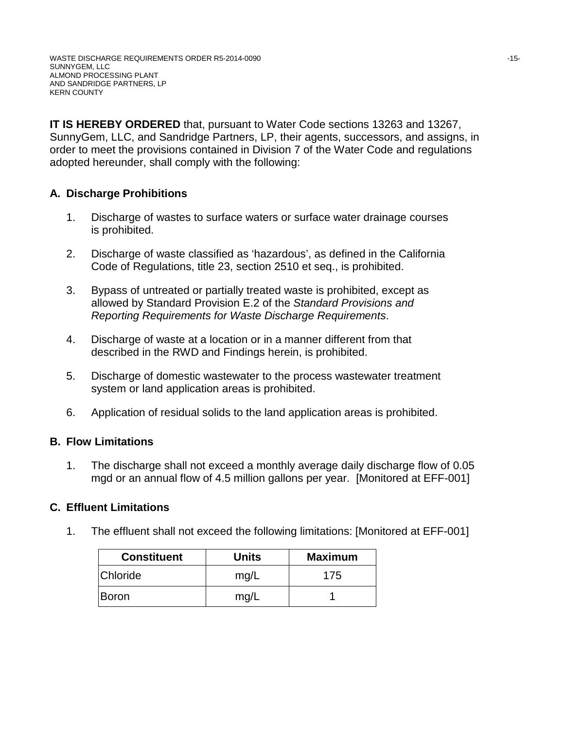**IT IS HEREBY ORDERED** that, pursuant to Water Code sections 13263 and 13267, SunnyGem, LLC, and Sandridge Partners, LP, their agents, successors, and assigns, in order to meet the provisions contained in Division 7 of the Water Code and regulations adopted hereunder, shall comply with the following:

## A. Discharge Prohibitions

1. Discharge of wastes to surface waters or surface water drainage courses is prohibited.

2. Discharge of waste classified as 'hazardous', as defined in the California Code of Regulations, title 23, section 2510 et seq., is prohibited.

3. Bypass of untreated or partially treated waste is prohibited, except as allowed by Standard Provision E.2 of the *Standard Provisions and Reporting Requirements for Waste Discharge Requirements*.

4. Discharge of waste at a location or in a manner different from that described in the RWD and Findings herein, is prohibited.

5. Discharge of domestic wastewater to the process wastewater treatment system or land application areas is prohibited.

6. Application of residual solids to the land application areas is prohibited.

## B. Flow Limitations

1. The discharge shall not exceed a monthly average daily discharge flow of 0.05 mgd or an annual flow of 4.5 million gallons per year. [Monitored at EFF-001]

## C. Effluent Limitations

1. The effluent shall not exceed the following limitations: [Monitored at EFF-001]

| Constituent | Units | Maximum |
| --- | --- | --- |
| Chloride | mg/L | 175 |
| Boron | mg/L | 1 |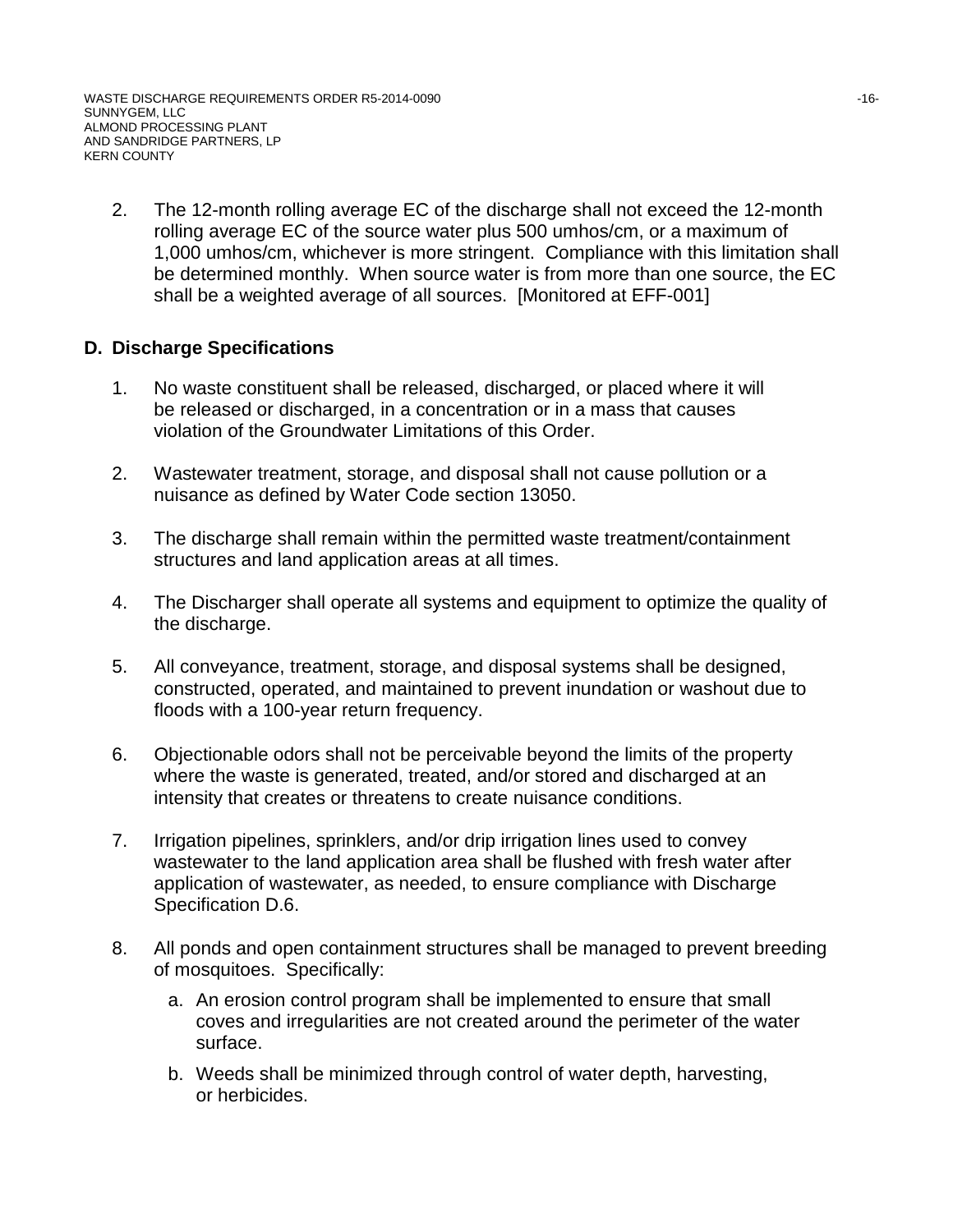2. The 12-month rolling average EC of the discharge shall not exceed the 12-month rolling average EC of the source water plus 500 umhos/cm, or a maximum of 1,000 umhos/cm, whichever is more stringent. Compliance with this limitation shall be determined monthly. When source water is from more than one source, the EC shall be a weighted average of all sources. [Monitored at EFF-001]

## D. Discharge Specifications

1. No waste constituent shall be released, discharged, or placed where it will be released or discharged, in a concentration or in a mass that causes violation of the Groundwater Limitations of this Order.

2. Wastewater treatment, storage, and disposal shall not cause pollution or a nuisance as defined by Water Code section 13050.

3. The discharge shall remain within the permitted waste treatment/containment structures and land application areas at all times.

4. The Discharger shall operate all systems and equipment to optimize the quality of the discharge.

5. All conveyance, treatment, storage, and disposal systems shall be designed, constructed, operated, and maintained to prevent inundation or washout due to floods with a 100-year return frequency.

6. Objectionable odors shall not be perceivable beyond the limits of the property where the waste is generated, treated, and/or stored and discharged at an intensity that creates or threatens to create nuisance conditions.

7. Irrigation pipelines, sprinklers, and/or drip irrigation lines used to convey wastewater to the land application area shall be flushed with fresh water after application of wastewater, as needed, to ensure compliance with Discharge Specification D.6.

8. All ponds and open containment structures shall be managed to prevent breeding of mosquitoes. Specifically:

   a. An erosion control program shall be implemented to ensure that small coves and irregularities are not created around the perimeter of the water surface.

   b. Weeds shall be minimized through control of water depth, harvesting, or herbicides.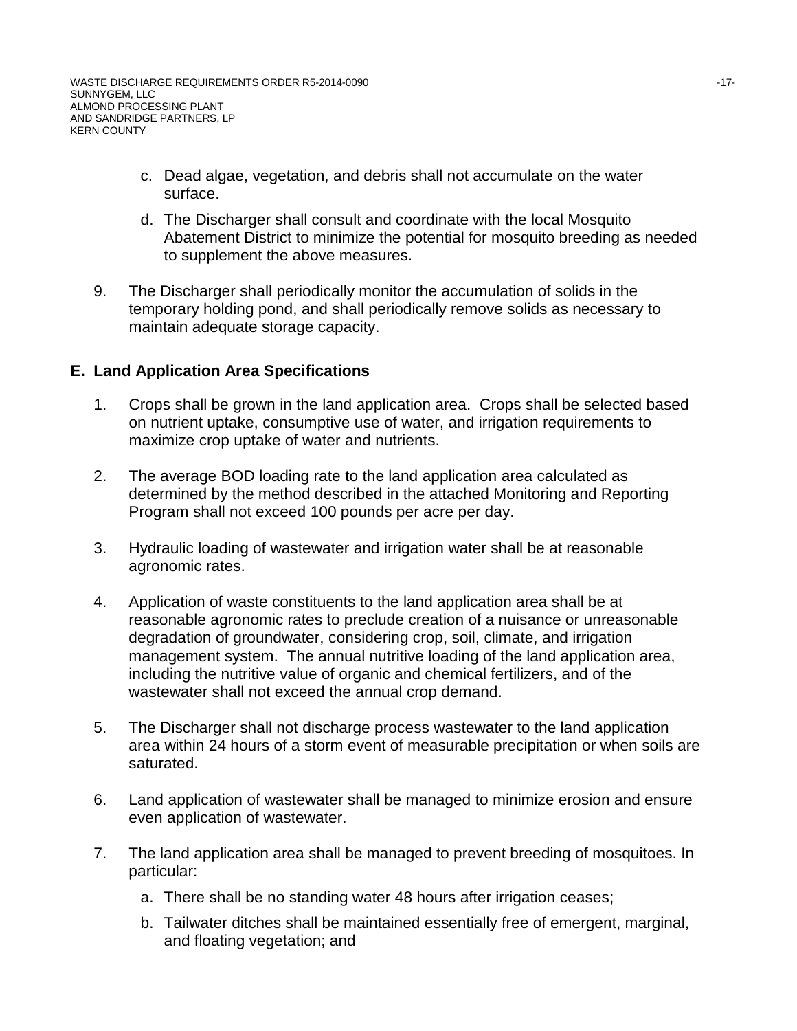c. Dead algae, vegetation, and debris shall not accumulate on the water surface.

d. The Discharger shall consult and coordinate with the local Mosquito Abatement District to minimize the potential for mosquito breeding as needed to supplement the above measures.

9. The Discharger shall periodically monitor the accumulation of solids in the temporary holding pond, and shall periodically remove solids as necessary to maintain adequate storage capacity.

## E. Land Application Area Specifications

1. Crops shall be grown in the land application area. Crops shall be selected based on nutrient uptake, consumptive use of water, and irrigation requirements to maximize crop uptake of water and nutrients.

2. The average BOD loading rate to the land application area calculated as determined by the method described in the attached Monitoring and Reporting Program shall not exceed 100 pounds per acre per day.

3. Hydraulic loading of wastewater and irrigation water shall be at reasonable agronomic rates.

4. Application of waste constituents to the land application area shall be at reasonable agronomic rates to preclude creation of a nuisance or unreasonable degradation of groundwater, considering crop, soil, climate, and irrigation management system. The annual nutritive loading of the land application area, including the nutritive value of organic and chemical fertilizers, and of the wastewater shall not exceed the annual crop demand.

5. The Discharger shall not discharge process wastewater to the land application area within 24 hours of a storm event of measurable precipitation or when soils are saturated.

6. Land application of wastewater shall be managed to minimize erosion and ensure even application of wastewater.

7. The land application area shall be managed to prevent breeding of mosquitoes. In particular:

   a. There shall be no standing water 48 hours after irrigation ceases;

   b. Tailwater ditches shall be maintained essentially free of emergent, marginal, and floating vegetation; and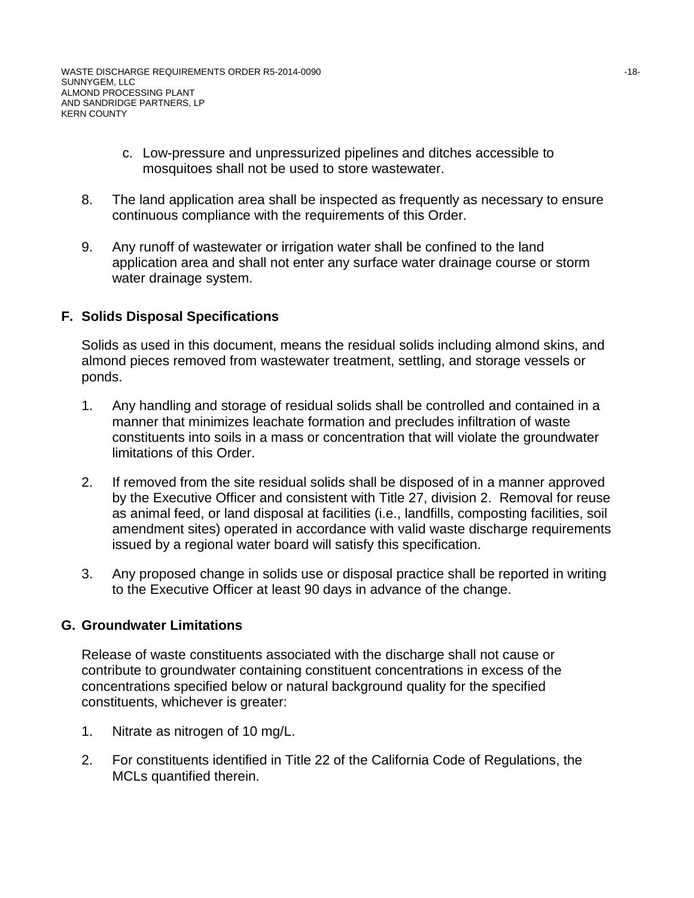c. Low-pressure and unpressurized pipelines and ditches accessible to mosquitoes shall not be used to store wastewater.

8. The land application area shall be inspected as frequently as necessary to ensure continuous compliance with the requirements of this Order.

9. Any runoff of wastewater or irrigation water shall be confined to the land application area and shall not enter any surface water drainage course or storm water drainage system.

## F. Solids Disposal Specifications

Solids as used in this document, means the residual solids including almond skins, and almond pieces removed from wastewater treatment, settling, and storage vessels or ponds.

1. Any handling and storage of residual solids shall be controlled and contained in a manner that minimizes leachate formation and precludes infiltration of waste constituents into soils in a mass or concentration that will violate the groundwater limitations of this Order.

2. If removed from the site residual solids shall be disposed of in a manner approved by the Executive Officer and consistent with Title 27, division 2. Removal for reuse as animal feed, or land disposal at facilities (i.e., landfills, composting facilities, soil amendment sites) operated in accordance with valid waste discharge requirements issued by a regional water board will satisfy this specification.

3. Any proposed change in solids use or disposal practice shall be reported in writing to the Executive Officer at least 90 days in advance of the change.

## G. Groundwater Limitations

Release of waste constituents associated with the discharge shall not cause or contribute to groundwater containing constituent concentrations in excess of the concentrations specified below or natural background quality for the specified constituents, whichever is greater:

1. Nitrate as nitrogen of 10 mg/L.

2. For constituents identified in Title 22 of the California Code of Regulations, the MCLs quantified therein.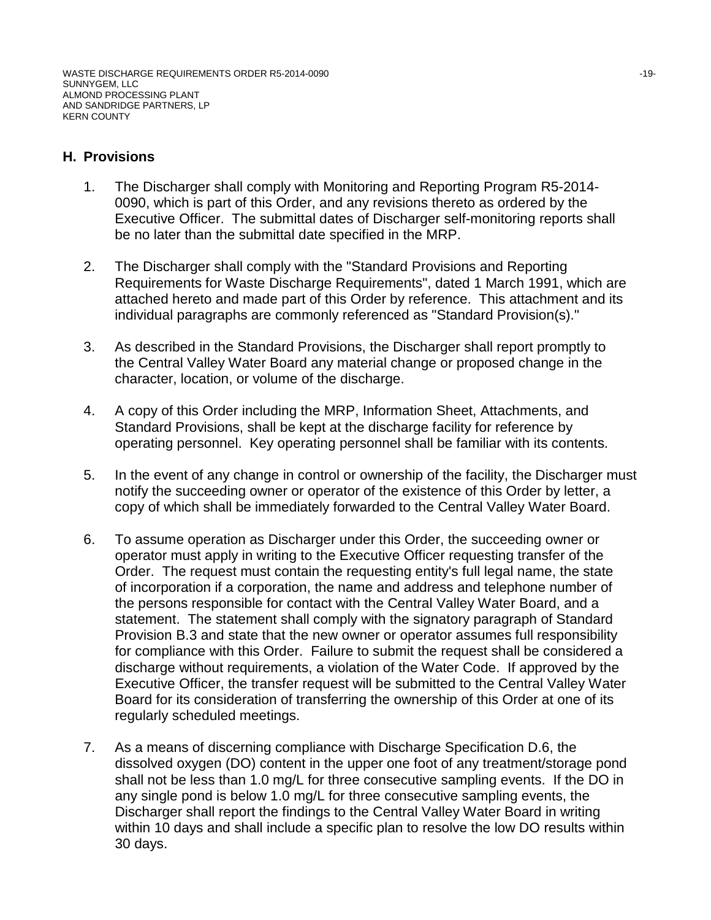## H. Provisions

1. The Discharger shall comply with Monitoring and Reporting Program R5-2014-0090, which is part of this Order, and any revisions thereto as ordered by the Executive Officer. The submittal dates of Discharger self-monitoring reports shall be no later than the submittal date specified in the MRP.

2. The Discharger shall comply with the "Standard Provisions and Reporting Requirements for Waste Discharge Requirements", dated 1 March 1991, which are attached hereto and made part of this Order by reference. This attachment and its individual paragraphs are commonly referenced as "Standard Provision(s)."

3. As described in the Standard Provisions, the Discharger shall report promptly to the Central Valley Water Board any material change or proposed change in the character, location, or volume of the discharge.

4. A copy of this Order including the MRP, Information Sheet, Attachments, and Standard Provisions, shall be kept at the discharge facility for reference by operating personnel. Key operating personnel shall be familiar with its contents.

5. In the event of any change in control or ownership of the facility, the Discharger must notify the succeeding owner or operator of the existence of this Order by letter, a copy of which shall be immediately forwarded to the Central Valley Water Board.

6. To assume operation as Discharger under this Order, the succeeding owner or operator must apply in writing to the Executive Officer requesting transfer of the Order. The request must contain the requesting entity's full legal name, the state of incorporation if a corporation, the name and address and telephone number of the persons responsible for contact with the Central Valley Water Board, and a statement. The statement shall comply with the signatory paragraph of Standard Provision B.3 and state that the new owner or operator assumes full responsibility for compliance with this Order. Failure to submit the request shall be considered a discharge without requirements, a violation of the Water Code. If approved by the Executive Officer, the transfer request will be submitted to the Central Valley Water Board for its consideration of transferring the ownership of this Order at one of its regularly scheduled meetings.

7. As a means of discerning compliance with Discharge Specification D.6, the dissolved oxygen (DO) content in the upper one foot of any treatment/storage pond shall not be less than 1.0 mg/L for three consecutive sampling events. If the DO in any single pond is below 1.0 mg/L for three consecutive sampling events, the Discharger shall report the findings to the Central Valley Water Board in writing within 10 days and shall include a specific plan to resolve the low DO results within 30 days.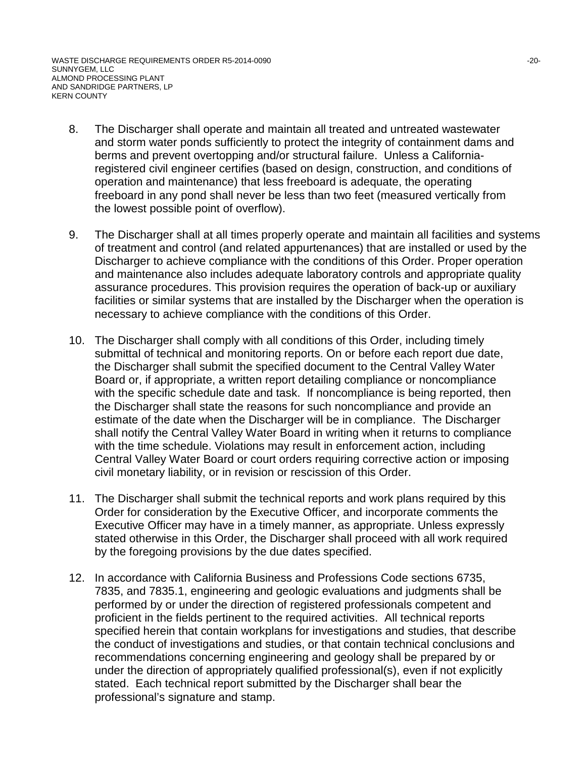8. The Discharger shall operate and maintain all treated and untreated wastewater and storm water ponds sufficiently to protect the integrity of containment dams and berms and prevent overtopping and/or structural failure. Unless a California-registered civil engineer certifies (based on design, construction, and conditions of operation and maintenance) that less freeboard is adequate, the operating freeboard in any pond shall never be less than two feet (measured vertically from the lowest possible point of overflow).

9. The Discharger shall at all times properly operate and maintain all facilities and systems of treatment and control (and related appurtenances) that are installed or used by the Discharger to achieve compliance with the conditions of this Order. Proper operation and maintenance also includes adequate laboratory controls and appropriate quality assurance procedures. This provision requires the operation of back-up or auxiliary facilities or similar systems that are installed by the Discharger when the operation is necessary to achieve compliance with the conditions of this Order.

10. The Discharger shall comply with all conditions of this Order, including timely submittal of technical and monitoring reports. On or before each report due date, the Discharger shall submit the specified document to the Central Valley Water Board or, if appropriate, a written report detailing compliance or noncompliance with the specific schedule date and task. If noncompliance is being reported, then the Discharger shall state the reasons for such noncompliance and provide an estimate of the date when the Discharger will be in compliance. The Discharger shall notify the Central Valley Water Board in writing when it returns to compliance with the time schedule. Violations may result in enforcement action, including Central Valley Water Board or court orders requiring corrective action or imposing civil monetary liability, or in revision or rescission of this Order.

11. The Discharger shall submit the technical reports and work plans required by this Order for consideration by the Executive Officer, and incorporate comments the Executive Officer may have in a timely manner, as appropriate. Unless expressly stated otherwise in this Order, the Discharger shall proceed with all work required by the foregoing provisions by the due dates specified.

12. In accordance with California Business and Professions Code sections 6735, 7835, and 7835.1, engineering and geologic evaluations and judgments shall be performed by or under the direction of registered professionals competent and proficient in the fields pertinent to the required activities. All technical reports specified herein that contain workplans for investigations and studies, that describe the conduct of investigations and studies, or that contain technical conclusions and recommendations concerning engineering and geology shall be prepared by or under the direction of appropriately qualified professional(s), even if not explicitly stated. Each technical report submitted by the Discharger shall bear the professional's signature and stamp.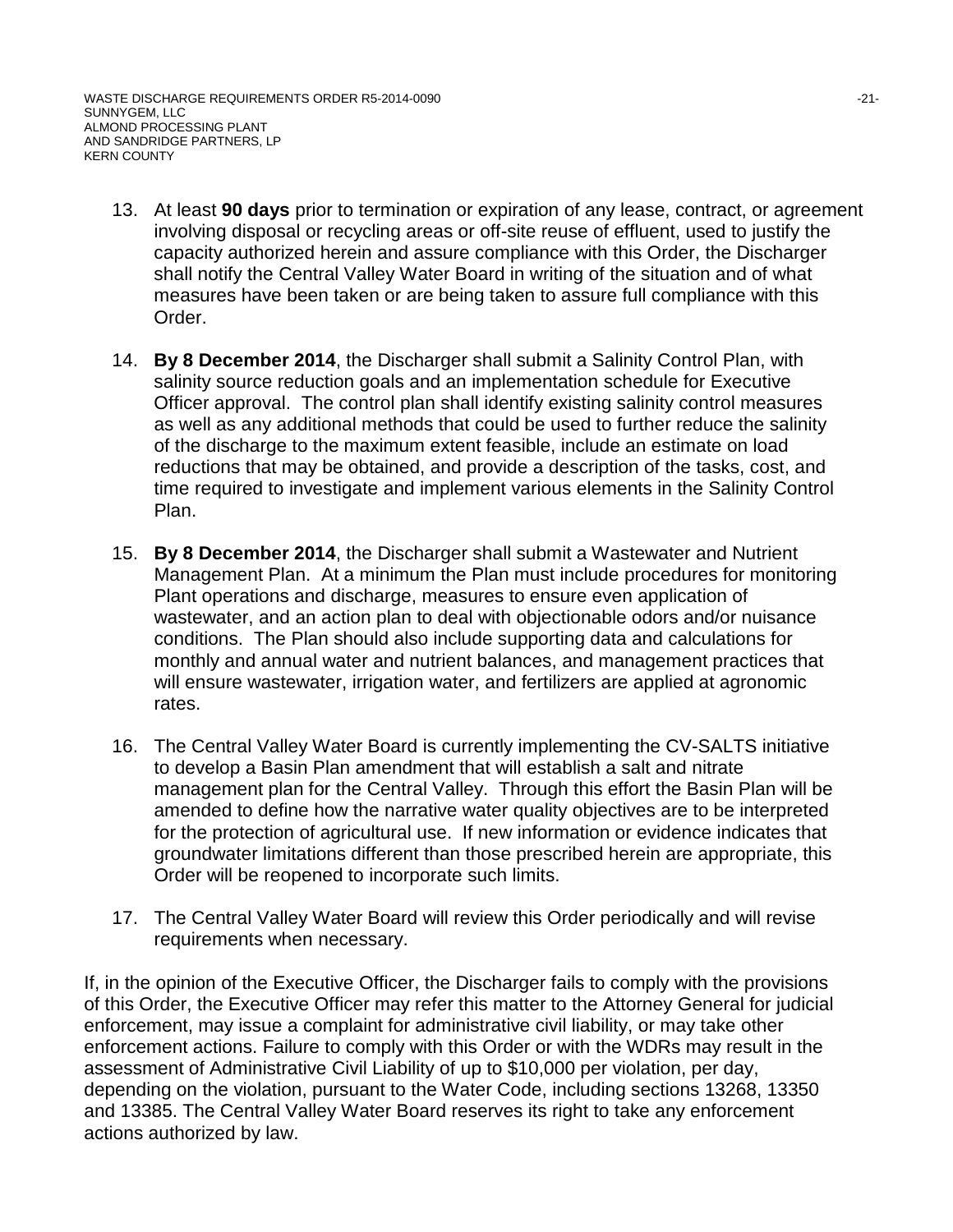13. At least **90 days** prior to termination or expiration of any lease, contract, or agreement involving disposal or recycling areas or off-site reuse of effluent, used to justify the capacity authorized herein and assure compliance with this Order, the Discharger shall notify the Central Valley Water Board in writing of the situation and of what measures have been taken or are being taken to assure full compliance with this Order.

14. **By 8 December 2014**, the Discharger shall submit a Salinity Control Plan, with salinity source reduction goals and an implementation schedule for Executive Officer approval. The control plan shall identify existing salinity control measures as well as any additional methods that could be used to further reduce the salinity of the discharge to the maximum extent feasible, include an estimate on load reductions that may be obtained, and provide a description of the tasks, cost, and time required to investigate and implement various elements in the Salinity Control Plan.

15. **By 8 December 2014**, the Discharger shall submit a Wastewater and Nutrient Management Plan. At a minimum the Plan must include procedures for monitoring Plant operations and discharge, measures to ensure even application of wastewater, and an action plan to deal with objectionable odors and/or nuisance conditions. The Plan should also include supporting data and calculations for monthly and annual water and nutrient balances, and management practices that will ensure wastewater, irrigation water, and fertilizers are applied at agronomic rates.

16. The Central Valley Water Board is currently implementing the CV-SALTS initiative to develop a Basin Plan amendment that will establish a salt and nitrate management plan for the Central Valley. Through this effort the Basin Plan will be amended to define how the narrative water quality objectives are to be interpreted for the protection of agricultural use. If new information or evidence indicates that groundwater limitations different than those prescribed herein are appropriate, this Order will be reopened to incorporate such limits.

17. The Central Valley Water Board will review this Order periodically and will revise requirements when necessary.

If, in the opinion of the Executive Officer, the Discharger fails to comply with the provisions of this Order, the Executive Officer may refer this matter to the Attorney General for judicial enforcement, may issue a complaint for administrative civil liability, or may take other enforcement actions. Failure to comply with this Order or with the WDRs may result in the assessment of Administrative Civil Liability of up to $10,000 per violation, per day, depending on the violation, pursuant to the Water Code, including sections 13268, 13350 and 13385. The Central Valley Water Board reserves its right to take any enforcement actions authorized by law.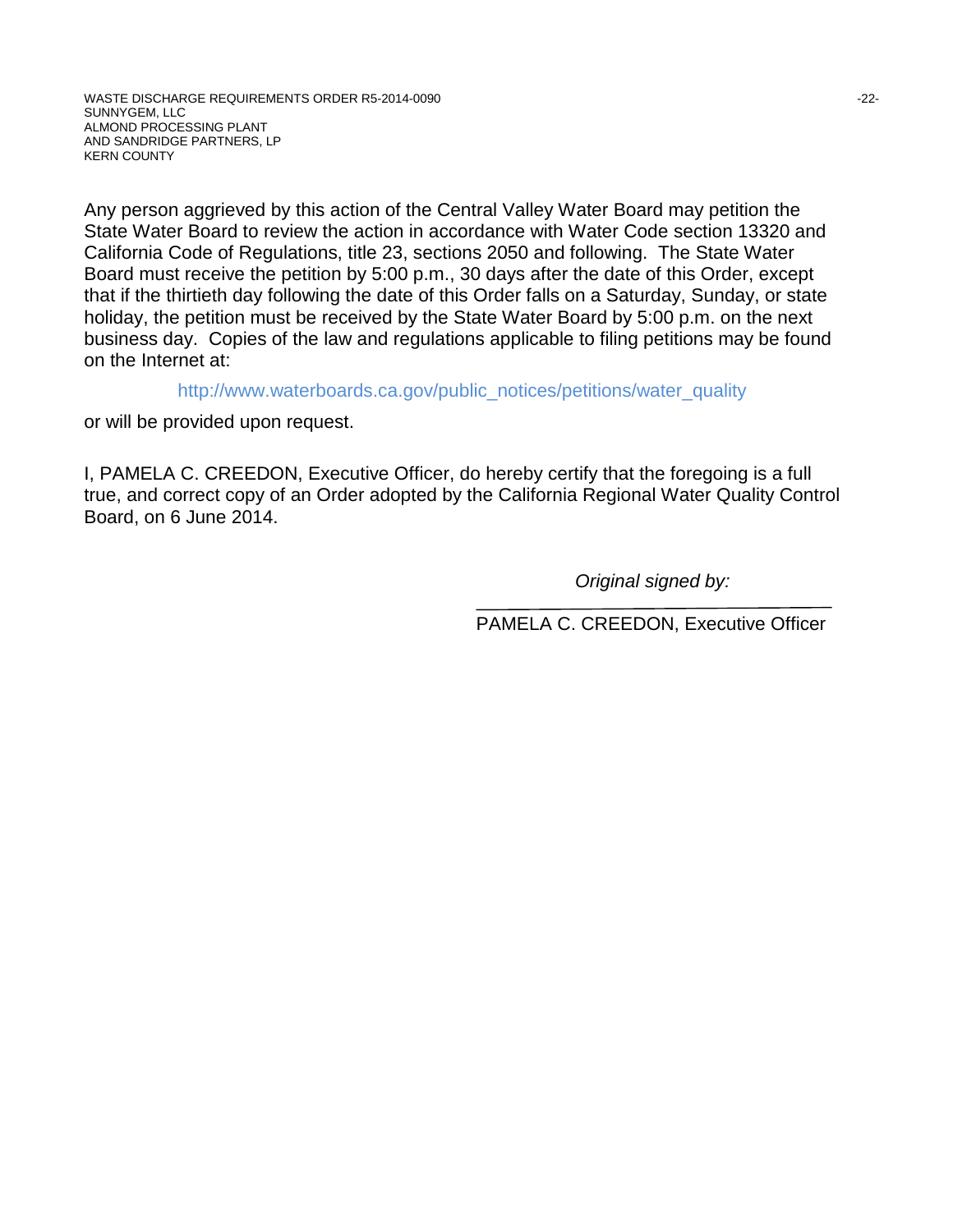Any person aggrieved by this action of the Central Valley Water Board may petition the State Water Board to review the action in accordance with Water Code section 13320 and California Code of Regulations, title 23, sections 2050 and following. The State Water Board must receive the petition by 5:00 p.m., 30 days after the date of this Order, except that if the thirtieth day following the date of this Order falls on a Saturday, Sunday, or state holiday, the petition must be received by the State Water Board by 5:00 p.m. on the next business day. Copies of the law and regulations applicable to filing petitions may be found on the Internet at:

http://www.waterboards.ca.gov/public_notices/petitions/water_quality

or will be provided upon request.

I, PAMELA C. CREEDON, Executive Officer, do hereby certify that the foregoing is a full true, and correct copy of an Order adopted by the California Regional Water Quality Control Board, on 6 June 2014.

*Original signed by:*

PAMELA C. CREEDON, Executive Officer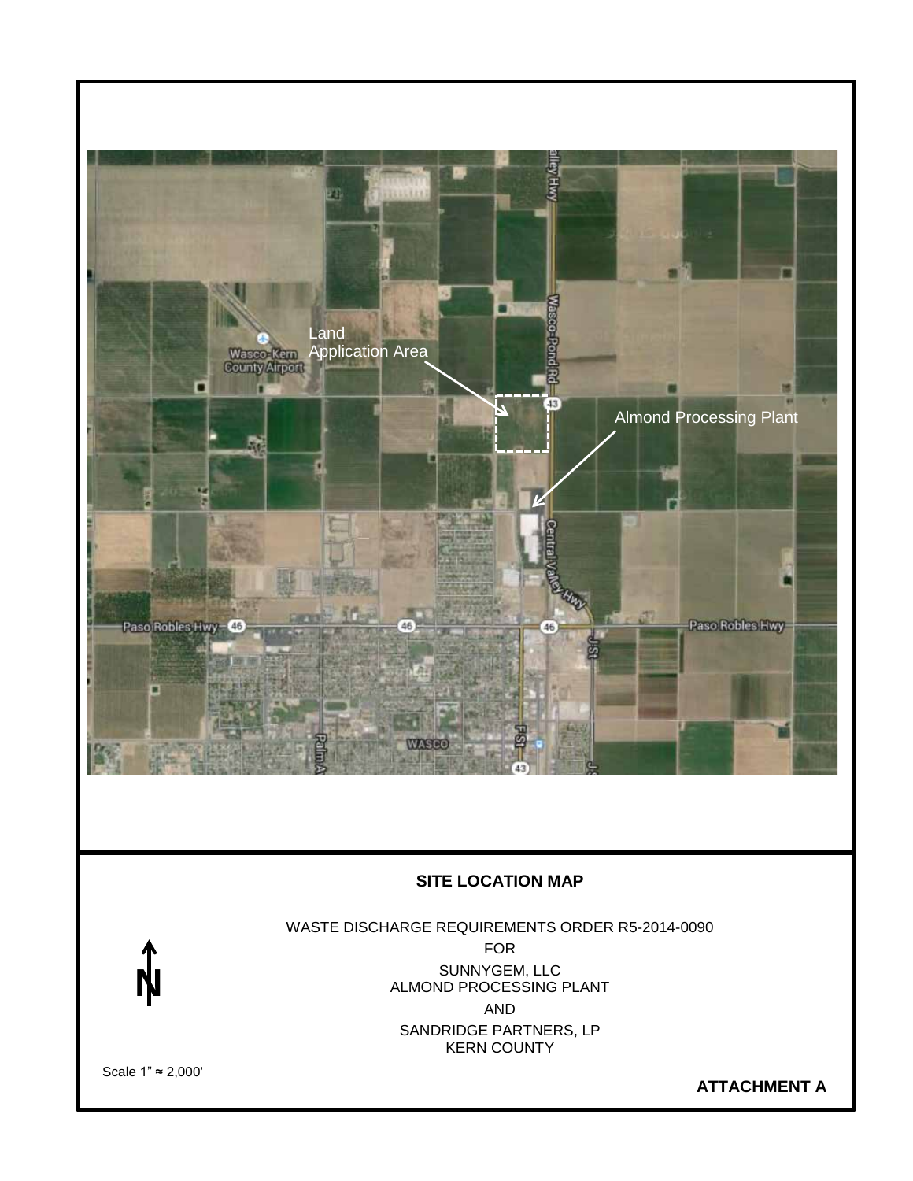Land Application Area

Almond Processing Plant

**SITE LOCATION MAP**

WASTE DISCHARGE REQUIREMENTS ORDER R5-2014-0090

FOR

SUNNYGEM, LLC
ALMOND PROCESSING PLANT

AND

SANDRIDGE PARTNERS, LP
KERN COUNTY

N

Scale 1" ≈ 2,000'

**ATTACHMENT A**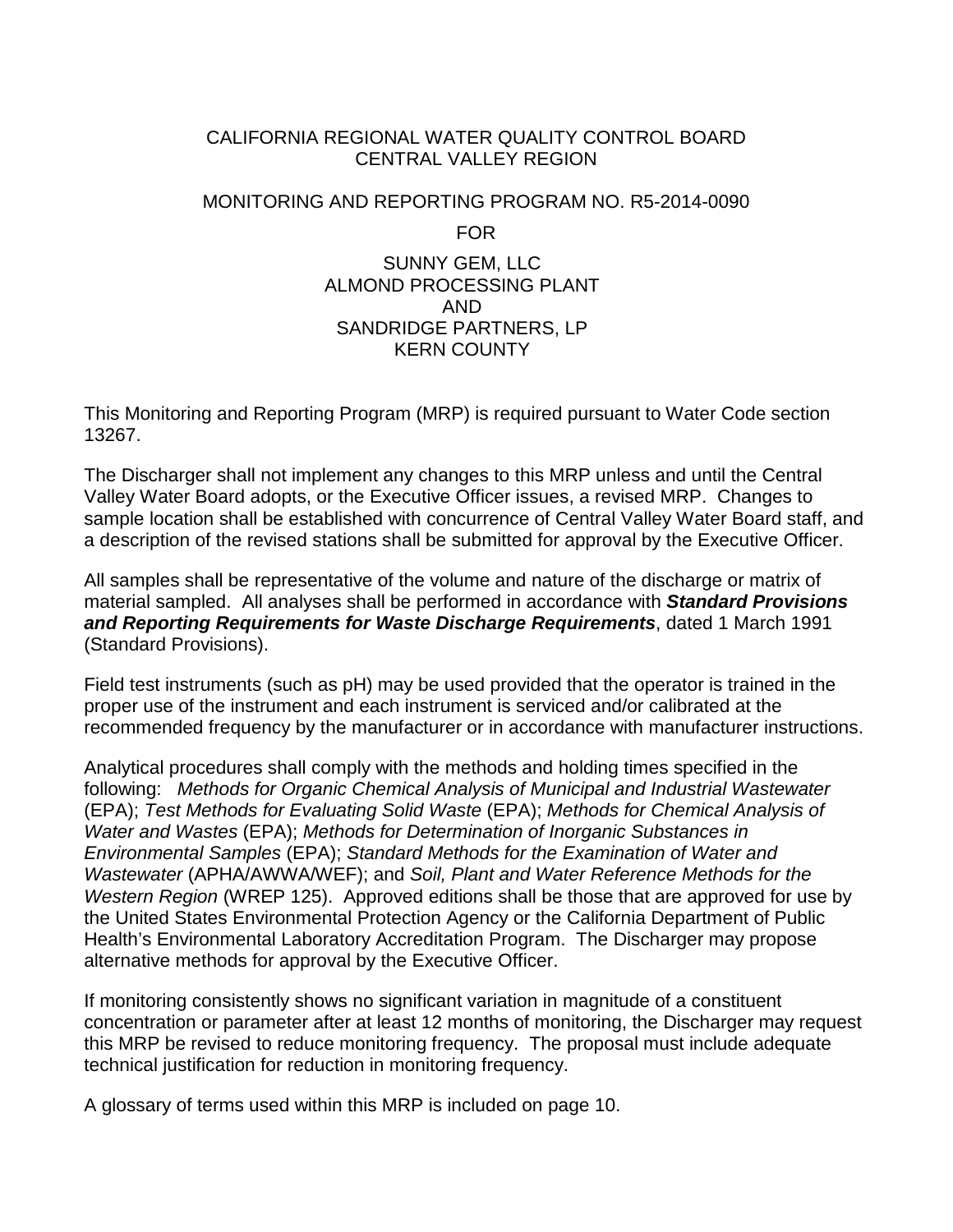CALIFORNIA REGIONAL WATER QUALITY CONTROL BOARD
CENTRAL VALLEY REGION

MONITORING AND REPORTING PROGRAM NO. R5-2014-0090

FOR

SUNNY GEM, LLC
ALMOND PROCESSING PLANT
AND
SANDRIDGE PARTNERS, LP
KERN COUNTY

This Monitoring and Reporting Program (MRP) is required pursuant to Water Code section 13267.

The Discharger shall not implement any changes to this MRP unless and until the Central Valley Water Board adopts, or the Executive Officer issues, a revised MRP. Changes to sample location shall be established with concurrence of Central Valley Water Board staff, and a description of the revised stations shall be submitted for approval by the Executive Officer.

All samples shall be representative of the volume and nature of the discharge or matrix of material sampled. All analyses shall be performed in accordance with ***Standard Provisions and Reporting Requirements for Waste Discharge Requirements***, dated 1 March 1991 (Standard Provisions).

Field test instruments (such as pH) may be used provided that the operator is trained in the proper use of the instrument and each instrument is serviced and/or calibrated at the recommended frequency by the manufacturer or in accordance with manufacturer instructions.

Analytical procedures shall comply with the methods and holding times specified in the following: *Methods for Organic Chemical Analysis of Municipal and Industrial Wastewater* (EPA); *Test Methods for Evaluating Solid Waste* (EPA); *Methods for Chemical Analysis of Water and Wastes* (EPA); *Methods for Determination of Inorganic Substances in Environmental Samples* (EPA); *Standard Methods for the Examination of Water and Wastewater* (APHA/AWWA/WEF); and *Soil, Plant and Water Reference Methods for the Western Region* (WREP 125). Approved editions shall be those that are approved for use by the United States Environmental Protection Agency or the California Department of Public Health's Environmental Laboratory Accreditation Program. The Discharger may propose alternative methods for approval by the Executive Officer.

If monitoring consistently shows no significant variation in magnitude of a constituent concentration or parameter after at least 12 months of monitoring, the Discharger may request this MRP be revised to reduce monitoring frequency. The proposal must include adequate technical justification for reduction in monitoring frequency.

A glossary of terms used within this MRP is included on page 10.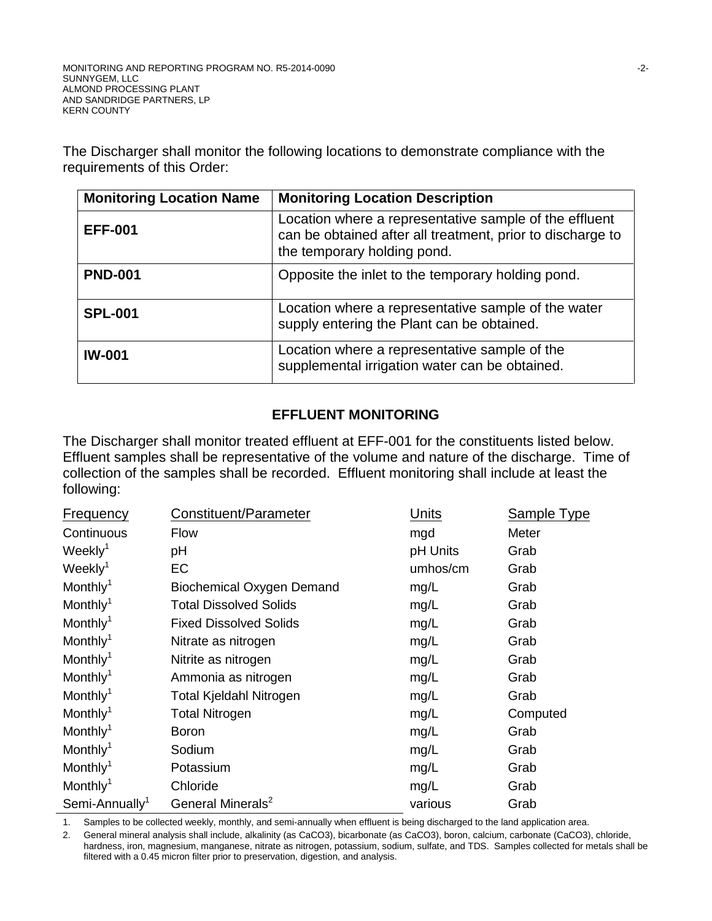The Discharger shall monitor the following locations to demonstrate compliance with the requirements of this Order:

| Monitoring Location Name | Monitoring Location Description |
|---|---|
| **EFF-001** | Location where a representative sample of the effluent can be obtained after all treatment, prior to discharge to the temporary holding pond. |
| **PND-001** | Opposite the inlet to the temporary holding pond. |
| **SPL-001** | Location where a representative sample of the water supply entering the Plant can be obtained. |
| **IW-001** | Location where a representative sample of the supplemental irrigation water can be obtained. |

## EFFLUENT MONITORING

The Discharger shall monitor treated effluent at EFF-001 for the constituents listed below. Effluent samples shall be representative of the volume and nature of the discharge. Time of collection of the samples shall be recorded. Effluent monitoring shall include at least the following:

| Frequency | Constituent/Parameter | Units | Sample Type |
|---|---|---|---|
| Continuous | Flow | mgd | Meter |
| Weekly[1] | pH | pH Units | Grab |
| Weekly[1] | EC | umhos/cm | Grab |
| Monthly[1] | Biochemical Oxygen Demand | mg/L | Grab |
| Monthly[1] | Total Dissolved Solids | mg/L | Grab |
| Monthly[1] | Fixed Dissolved Solids | mg/L | Grab |
| Monthly[1] | Nitrate as nitrogen | mg/L | Grab |
| Monthly[1] | Nitrite as nitrogen | mg/L | Grab |
| Monthly[1] | Ammonia as nitrogen | mg/L | Grab |
| Monthly[1] | Total Kjeldahl Nitrogen | mg/L | Grab |
| Monthly[1] | Total Nitrogen | mg/L | Computed |
| Monthly[1] | Boron | mg/L | Grab |
| Monthly[1] | Sodium | mg/L | Grab |
| Monthly[1] | Potassium | mg/L | Grab |
| Monthly[1] | Chloride | mg/L | Grab |
| Semi-Annually[1] | General Minerals[2] | various | Grab |

1. Samples to be collected weekly, monthly, and semi-annually when effluent is being discharged to the land application area.
2. General mineral analysis shall include, alkalinity (as $CaCO_3$), bicarbonate (as $CaCO_3$), boron, calcium, carbonate ($CaCO_3$), chloride, hardness, iron, magnesium, manganese, nitrate as nitrogen, potassium, sodium, sulfate, and TDS. Samples collected for metals shall be filtered with a 0.45 micron filter prior to preservation, digestion, and analysis.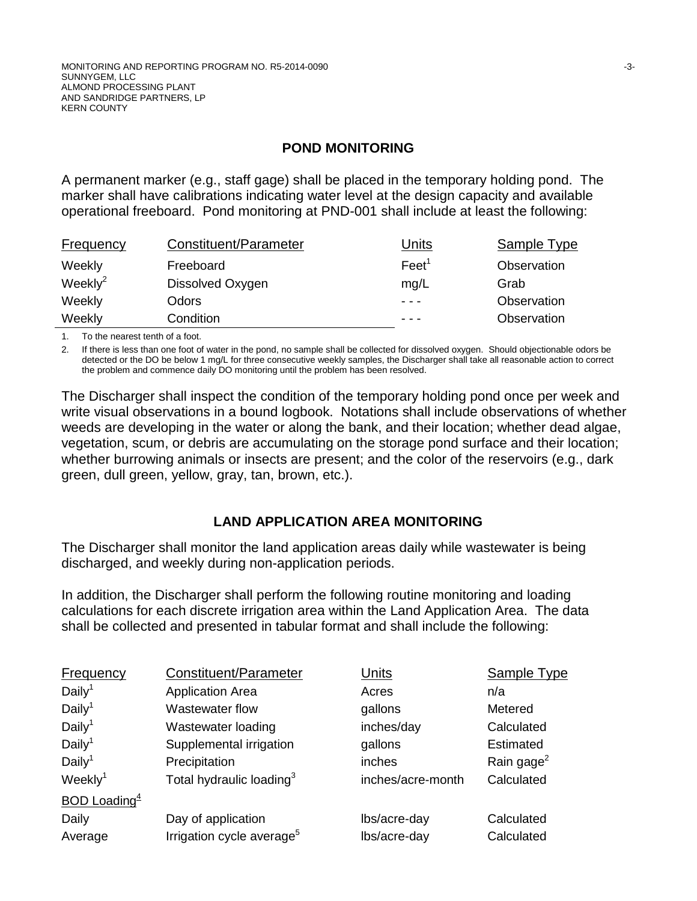## POND MONITORING

A permanent marker (e.g., staff gage) shall be placed in the temporary holding pond. The marker shall have calibrations indicating water level at the design capacity and available operational freeboard. Pond monitoring at PND-001 shall include at least the following:

| Frequency | Constituent/Parameter | Units | Sample Type |
|---|---|---|---|
| Weekly | Freeboard | Feet[1] | Observation |
| Weekly[2] | Dissolved Oxygen | mg/L | Grab |
| Weekly | Odors | - - - | Observation |
| Weekly | Condition | - - - | Observation |

1. To the nearest tenth of a foot.
2. If there is less than one foot of water in the pond, no sample shall be collected for dissolved oxygen. Should objectionable odors be detected or the DO be below 1 mg/L for three consecutive weekly samples, the Discharger shall take all reasonable action to correct the problem and commence daily DO monitoring until the problem has been resolved.

The Discharger shall inspect the condition of the temporary holding pond once per week and write visual observations in a bound logbook. Notations shall include observations of whether weeds are developing in the water or along the bank, and their location; whether dead algae, vegetation, scum, or debris are accumulating on the storage pond surface and their location; whether burrowing animals or insects are present; and the color of the reservoirs (e.g., dark green, dull green, yellow, gray, tan, brown, etc.).

## LAND APPLICATION AREA MONITORING

The Discharger shall monitor the land application areas daily while wastewater is being discharged, and weekly during non-application periods.

In addition, the Discharger shall perform the following routine monitoring and loading calculations for each discrete irrigation area within the Land Application Area. The data shall be collected and presented in tabular format and shall include the following:

| Frequency | Constituent/Parameter | Units | Sample Type |
|---|---|---|---|
| Daily[1] | Application Area | Acres | n/a |
| Daily[1] | Wastewater flow | gallons | Metered |
| Daily[1] | Wastewater loading | inches/day | Calculated |
| Daily[1] | Supplemental irrigation | gallons | Estimated |
| Daily[1] | Precipitation | inches | Rain gage[2] |
| Weekly[1] | Total hydraulic loading[3] | inches/acre-month | Calculated |
| BOD Loading[4] | | | |
| Daily | Day of application | lbs/acre-day | Calculated |
| Average | Irrigation cycle average[5] | lbs/acre-day | Calculated |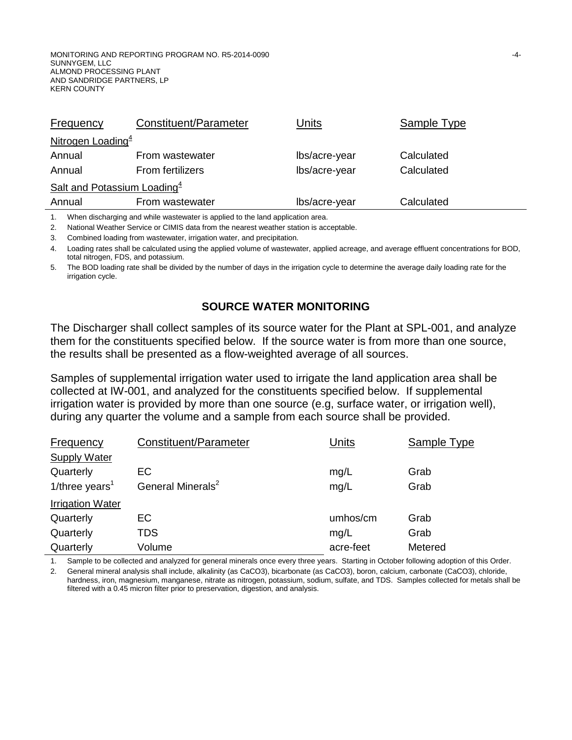| Frequency | Constituent/Parameter | Units | Sample Type |
|---|---|---|---|
| Nitrogen Loading[4] | | | |
| Annual | From wastewater | lbs/acre-year | Calculated |
| Annual | From fertilizers | lbs/acre-year | Calculated |
| Salt and Potassium Loading[4] | | | |
| Annual | From wastewater | lbs/acre-year | Calculated |

1. When discharging and while wastewater is applied to the land application area.
2. National Weather Service or CIMIS data from the nearest weather station is acceptable.
3. Combined loading from wastewater, irrigation water, and precipitation.
4. Loading rates shall be calculated using the applied volume of wastewater, applied acreage, and average effluent concentrations for BOD, total nitrogen, FDS, and potassium.
5. The BOD loading rate shall be divided by the number of days in the irrigation cycle to determine the average daily loading rate for the irrigation cycle.

## SOURCE WATER MONITORING

The Discharger shall collect samples of its source water for the Plant at SPL-001, and analyze them for the constituents specified below. If the source water is from more than one source, the results shall be presented as a flow-weighted average of all sources.

Samples of supplemental irrigation water used to irrigate the land application area shall be collected at IW-001, and analyzed for the constituents specified below. If supplemental irrigation water is provided by more than one source (e.g, surface water, or irrigation well), during any quarter the volume and a sample from each source shall be provided.

| Frequency | Constituent/Parameter | Units | Sample Type |
|---|---|---|---|
| Supply Water | | | |
| Quarterly | EC | mg/L | Grab |
| 1/three years[1] | General Minerals[2] | mg/L | Grab |
| Irrigation Water | | | |
| Quarterly | EC | umhos/cm | Grab |
| Quarterly | TDS | mg/L | Grab |
| Quarterly | Volume | acre-feet | Metered |

1. Sample to be collected and analyzed for general minerals once every three years. Starting in October following adoption of this Order.
2. General mineral analysis shall include, alkalinity (as $CaCO_3$), bicarbonate (as $CaCO_3$), boron, calcium, carbonate ($CaCO_3$), chloride, hardness, iron, magnesium, manganese, nitrate as nitrogen, potassium, sodium, sulfate, and TDS. Samples collected for metals shall be filtered with a 0.45 micron filter prior to preservation, digestion, and analysis.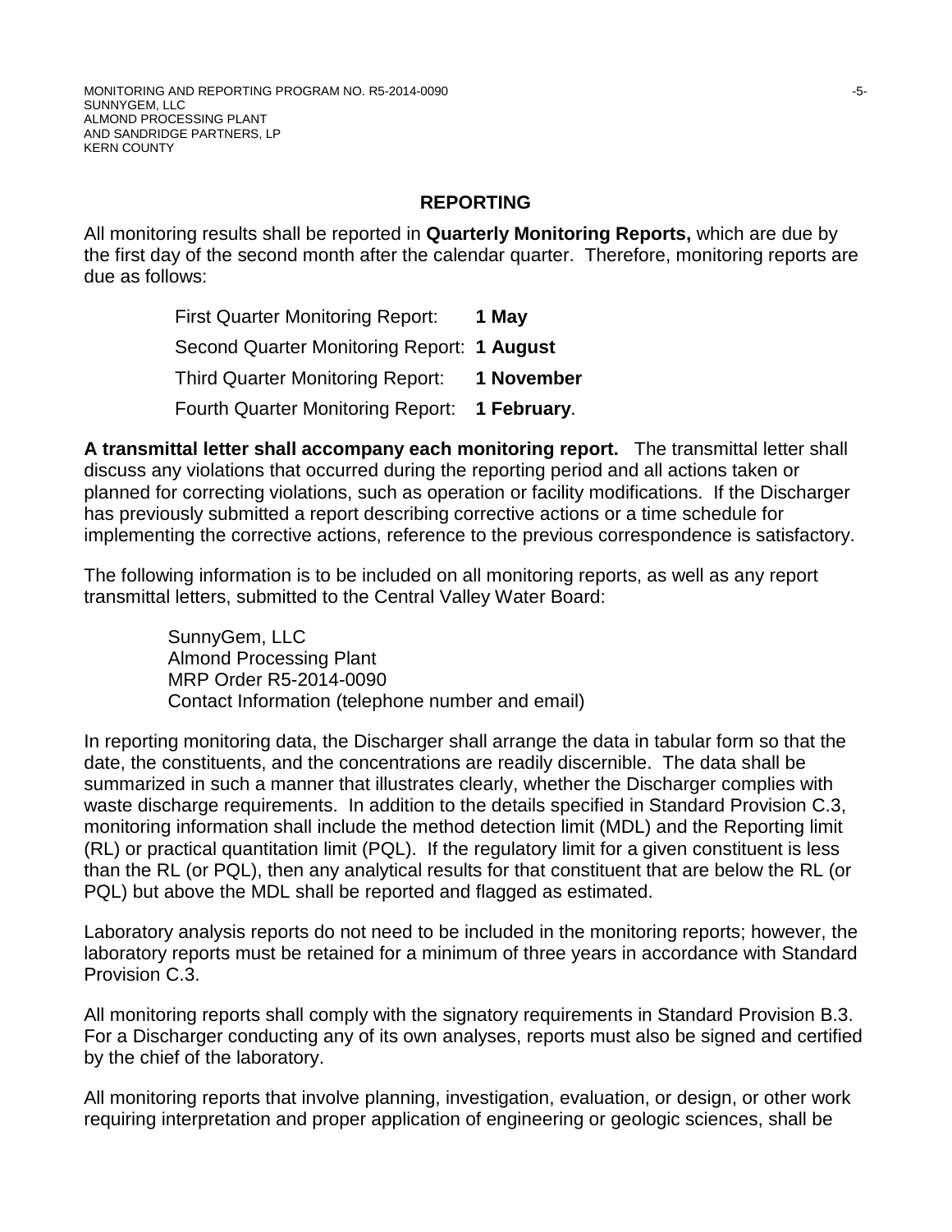## REPORTING

All monitoring results shall be reported in **Quarterly Monitoring Reports,** which are due by the first day of the second month after the calendar quarter. Therefore, monitoring reports are due as follows:

First Quarter Monitoring Report: **1 May**
Second Quarter Monitoring Report: **1 August**
Third Quarter Monitoring Report: **1 November**
Fourth Quarter Monitoring Report: **1 February**.

**A transmittal letter shall accompany each monitoring report.** The transmittal letter shall discuss any violations that occurred during the reporting period and all actions taken or planned for correcting violations, such as operation or facility modifications. If the Discharger has previously submitted a report describing corrective actions or a time schedule for implementing the corrective actions, reference to the previous correspondence is satisfactory.

The following information is to be included on all monitoring reports, as well as any report transmittal letters, submitted to the Central Valley Water Board:

SunnyGem, LLC
Almond Processing Plant
MRP Order R5-2014-0090
Contact Information (telephone number and email)

In reporting monitoring data, the Discharger shall arrange the data in tabular form so that the date, the constituents, and the concentrations are readily discernible. The data shall be summarized in such a manner that illustrates clearly, whether the Discharger complies with waste discharge requirements. In addition to the details specified in Standard Provision C.3, monitoring information shall include the method detection limit (MDL) and the Reporting limit (RL) or practical quantitation limit (PQL). If the regulatory limit for a given constituent is less than the RL (or PQL), then any analytical results for that constituent that are below the RL (or PQL) but above the MDL shall be reported and flagged as estimated.

Laboratory analysis reports do not need to be included in the monitoring reports; however, the laboratory reports must be retained for a minimum of three years in accordance with Standard Provision C.3.

All monitoring reports shall comply with the signatory requirements in Standard Provision B.3. For a Discharger conducting any of its own analyses, reports must also be signed and certified by the chief of the laboratory.

All monitoring reports that involve planning, investigation, evaluation, or design, or other work requiring interpretation and proper application of engineering or geologic sciences, shall be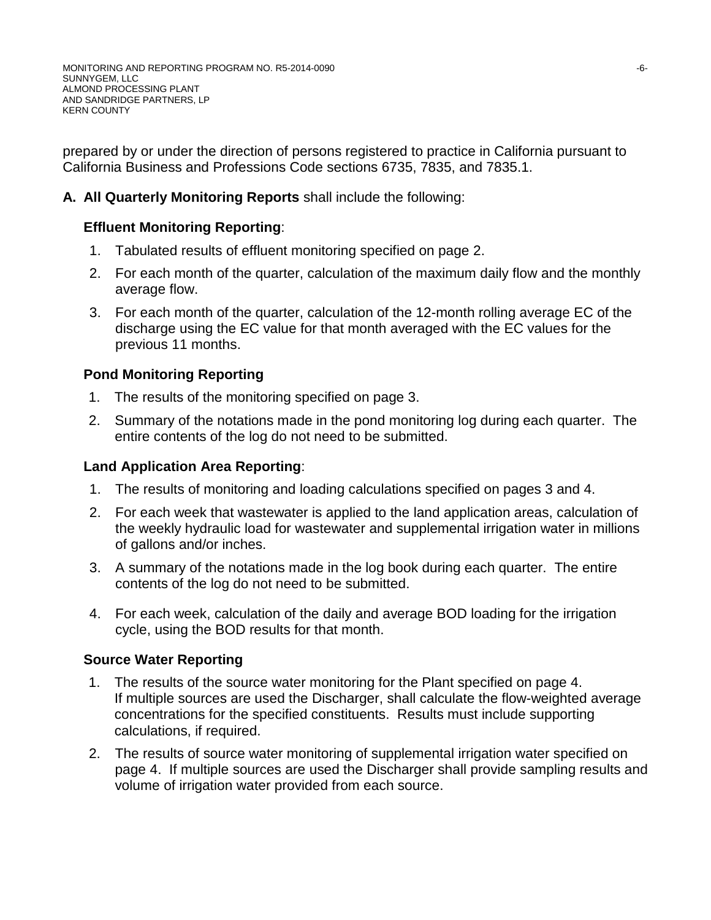prepared by or under the direction of persons registered to practice in California pursuant to California Business and Professions Code sections 6735, 7835, and 7835.1.

**A. All Quarterly Monitoring Reports** shall include the following:

**Effluent Monitoring Reporting**:

1. Tabulated results of effluent monitoring specified on page 2.
2. For each month of the quarter, calculation of the maximum daily flow and the monthly average flow.
3. For each month of the quarter, calculation of the 12-month rolling average EC of the discharge using the EC value for that month averaged with the EC values for the previous 11 months.

**Pond Monitoring Reporting**

1. The results of the monitoring specified on page 3.
2. Summary of the notations made in the pond monitoring log during each quarter. The entire contents of the log do not need to be submitted.

**Land Application Area Reporting**:

1. The results of monitoring and loading calculations specified on pages 3 and 4.
2. For each week that wastewater is applied to the land application areas, calculation of the weekly hydraulic load for wastewater and supplemental irrigation water in millions of gallons and/or inches.
3. A summary of the notations made in the log book during each quarter. The entire contents of the log do not need to be submitted.
4. For each week, calculation of the daily and average BOD loading for the irrigation cycle, using the BOD results for that month.

**Source Water Reporting**

1. The results of the source water monitoring for the Plant specified on page 4. If multiple sources are used the Discharger, shall calculate the flow-weighted average concentrations for the specified constituents. Results must include supporting calculations, if required.
2. The results of source water monitoring of supplemental irrigation water specified on page 4. If multiple sources are used the Discharger shall provide sampling results and volume of irrigation water provided from each source.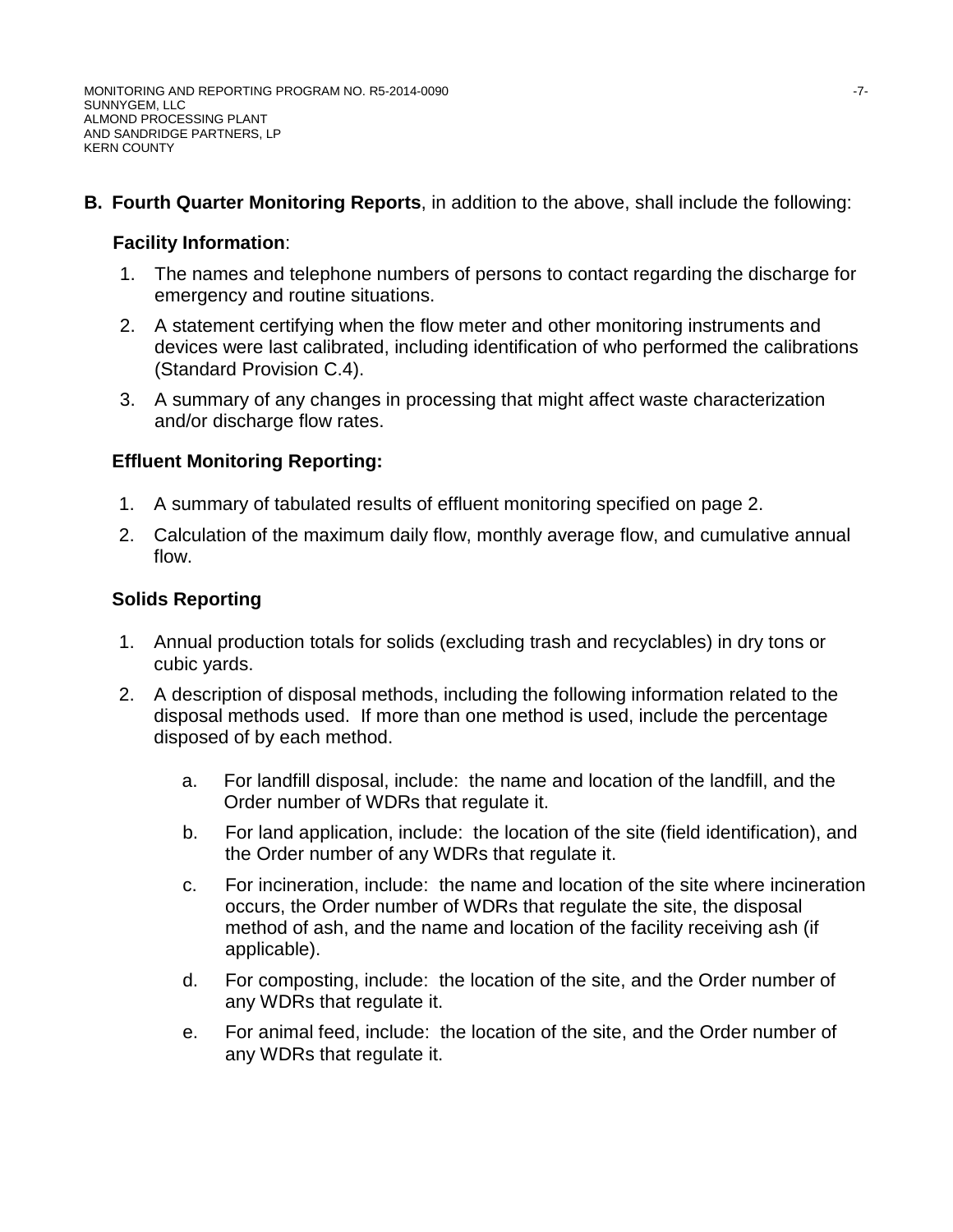**B. Fourth Quarter Monitoring Reports**, in addition to the above, shall include the following:

**Facility Information**:

1. The names and telephone numbers of persons to contact regarding the discharge for emergency and routine situations.
2. A statement certifying when the flow meter and other monitoring instruments and devices were last calibrated, including identification of who performed the calibrations (Standard Provision C.4).
3. A summary of any changes in processing that might affect waste characterization and/or discharge flow rates.

**Effluent Monitoring Reporting:**

1. A summary of tabulated results of effluent monitoring specified on page 2.
2. Calculation of the maximum daily flow, monthly average flow, and cumulative annual flow.

**Solids Reporting**

1. Annual production totals for solids (excluding trash and recyclables) in dry tons or cubic yards.
2. A description of disposal methods, including the following information related to the disposal methods used. If more than one method is used, include the percentage disposed of by each method.
   a. For landfill disposal, include: the name and location of the landfill, and the Order number of WDRs that regulate it.
   b. For land application, include: the location of the site (field identification), and the Order number of any WDRs that regulate it.
   c. For incineration, include: the name and location of the site where incineration occurs, the Order number of WDRs that regulate the site, the disposal method of ash, and the name and location of the facility receiving ash (if applicable).
   d. For composting, include: the location of the site, and the Order number of any WDRs that regulate it.
   e. For animal feed, include: the location of the site, and the Order number of any WDRs that regulate it.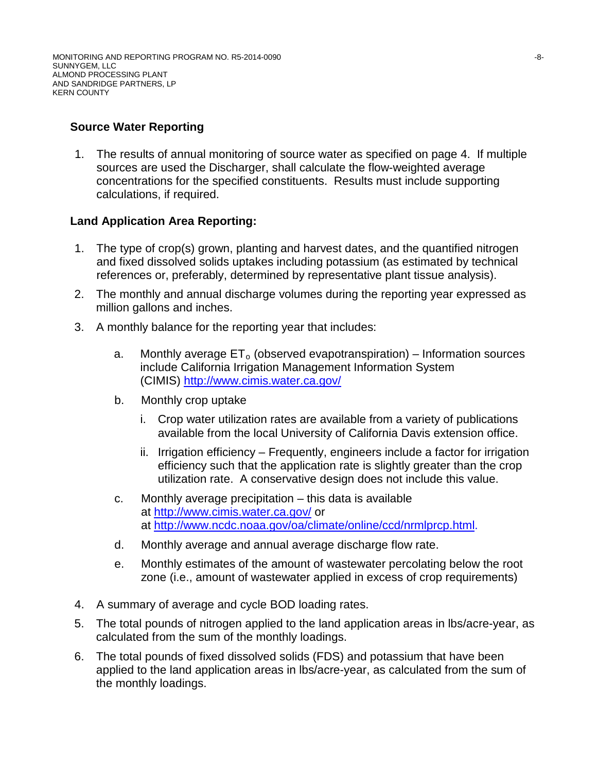**Source Water Reporting**

1. The results of annual monitoring of source water as specified on page 4. If multiple sources are used the Discharger, shall calculate the flow-weighted average concentrations for the specified constituents. Results must include supporting calculations, if required.

**Land Application Area Reporting:**

1. The type of crop(s) grown, planting and harvest dates, and the quantified nitrogen and fixed dissolved solids uptakes including potassium (as estimated by technical references or, preferably, determined by representative plant tissue analysis).
2. The monthly and annual discharge volumes during the reporting year expressed as million gallons and inches.
3. A monthly balance for the reporting year that includes:
    a. Monthly average $ET_o$ (observed evapotranspiration) – Information sources include California Irrigation Management Information System (CIMIS) http://www.cimis.water.ca.gov/
    b. Monthly crop uptake
        i. Crop water utilization rates are available from a variety of publications available from the local University of California Davis extension office.
        ii. Irrigation efficiency – Frequently, engineers include a factor for irrigation efficiency such that the application rate is slightly greater than the crop utilization rate. A conservative design does not include this value.
    c. Monthly average precipitation – this data is available at http://www.cimis.water.ca.gov/ or at http://www.ncdc.noaa.gov/oa/climate/online/ccd/nrmlprcp.html.
    d. Monthly average and annual average discharge flow rate.
    e. Monthly estimates of the amount of wastewater percolating below the root zone (i.e., amount of wastewater applied in excess of crop requirements)
4. A summary of average and cycle BOD loading rates.
5. The total pounds of nitrogen applied to the land application areas in lbs/acre-year, as calculated from the sum of the monthly loadings.
6. The total pounds of fixed dissolved solids (FDS) and potassium that have been applied to the land application areas in lbs/acre-year, as calculated from the sum of the monthly loadings.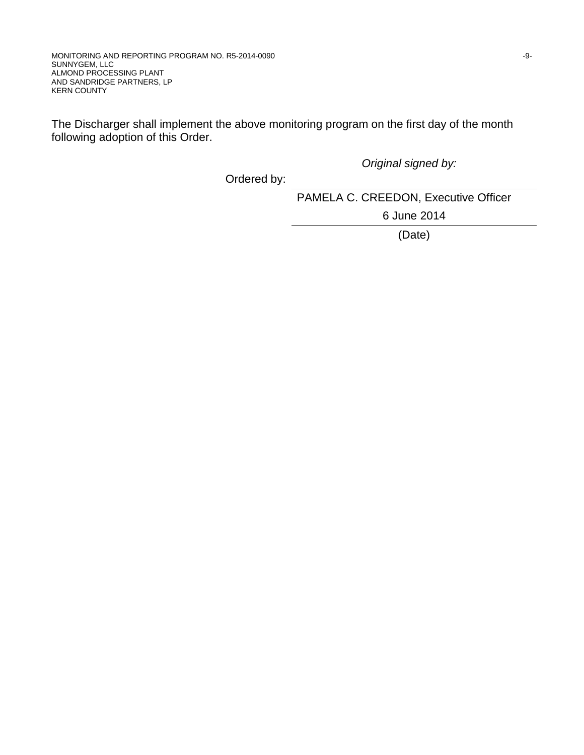The Discharger shall implement the above monitoring program on the first day of the month following adoption of this Order.

*Original signed by:*

Ordered by: \_\_\_\_\_\_\_\_\_\_\_\_\_\_\_\_\_\_\_\_\_\_\_\_\_\_\_\_\_\_

PAMELA C. CREEDON, Executive Officer

6 June 2014

(Date)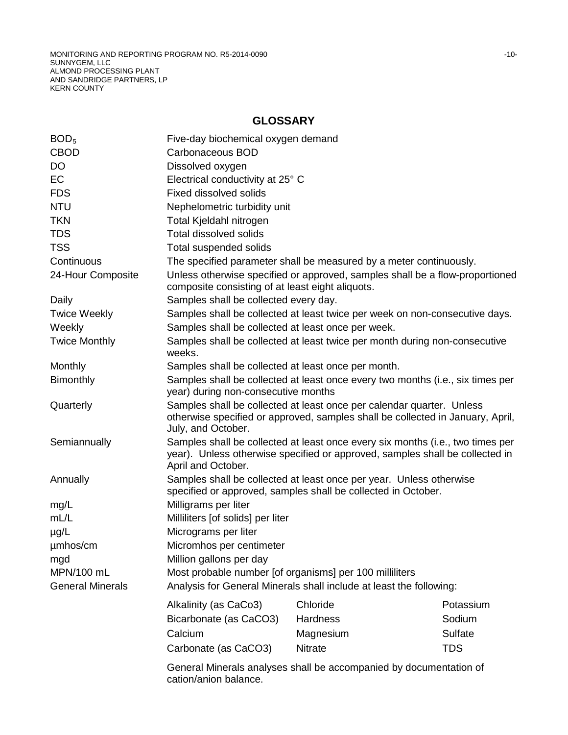## GLOSSARY

| | |
|---|---|
| $BOD_5$ | Five-day biochemical oxygen demand |
| CBOD | Carbonaceous BOD |
| DO | Dissolved oxygen |
| EC | Electrical conductivity at 25° C |
| FDS | Fixed dissolved solids |
| NTU | Nephelometric turbidity unit |
| TKN | Total Kjeldahl nitrogen |
| TDS | Total dissolved solids |
| TSS | Total suspended solids |
| Continuous | The specified parameter shall be measured by a meter continuously. |
| 24-Hour Composite | Unless otherwise specified or approved, samples shall be a flow-proportioned composite consisting of at least eight aliquots. |
| Daily | Samples shall be collected every day. |
| Twice Weekly | Samples shall be collected at least twice per week on non-consecutive days. |
| Weekly | Samples shall be collected at least once per week. |
| Twice Monthly | Samples shall be collected at least twice per month during non-consecutive weeks. |
| Monthly | Samples shall be collected at least once per month. |
| Bimonthly | Samples shall be collected at least once every two months (i.e., six times per year) during non-consecutive months |
| Quarterly | Samples shall be collected at least once per calendar quarter. Unless otherwise specified or approved, samples shall be collected in January, April, July, and October. |
| Semiannually | Samples shall be collected at least once every six months (i.e., two times per year). Unless otherwise specified or approved, samples shall be collected in April and October. |
| Annually | Samples shall be collected at least once per year. Unless otherwise specified or approved, samples shall be collected in October. |
| mg/L | Milligrams per liter |
| mL/L | Milliliters [of solids] per liter |
| µg/L | Micrograms per liter |
| µmhos/cm | Micromhos per centimeter |
| mgd | Million gallons per day |
| MPN/100 mL | Most probable number [of organisms] per 100 milliliters |
| General Minerals | Analysis for General Minerals shall include at least the following: |

| | | |
|---|---|---|
| Alkalinity (as CaCo3) | Chloride | Potassium |
| Bicarbonate (as CaCO3) | Hardness | Sodium |
| Calcium | Magnesium | Sulfate |
| Carbonate (as CaCO3) | Nitrate | TDS |

General Minerals analyses shall be accompanied by documentation of cation/anion balance.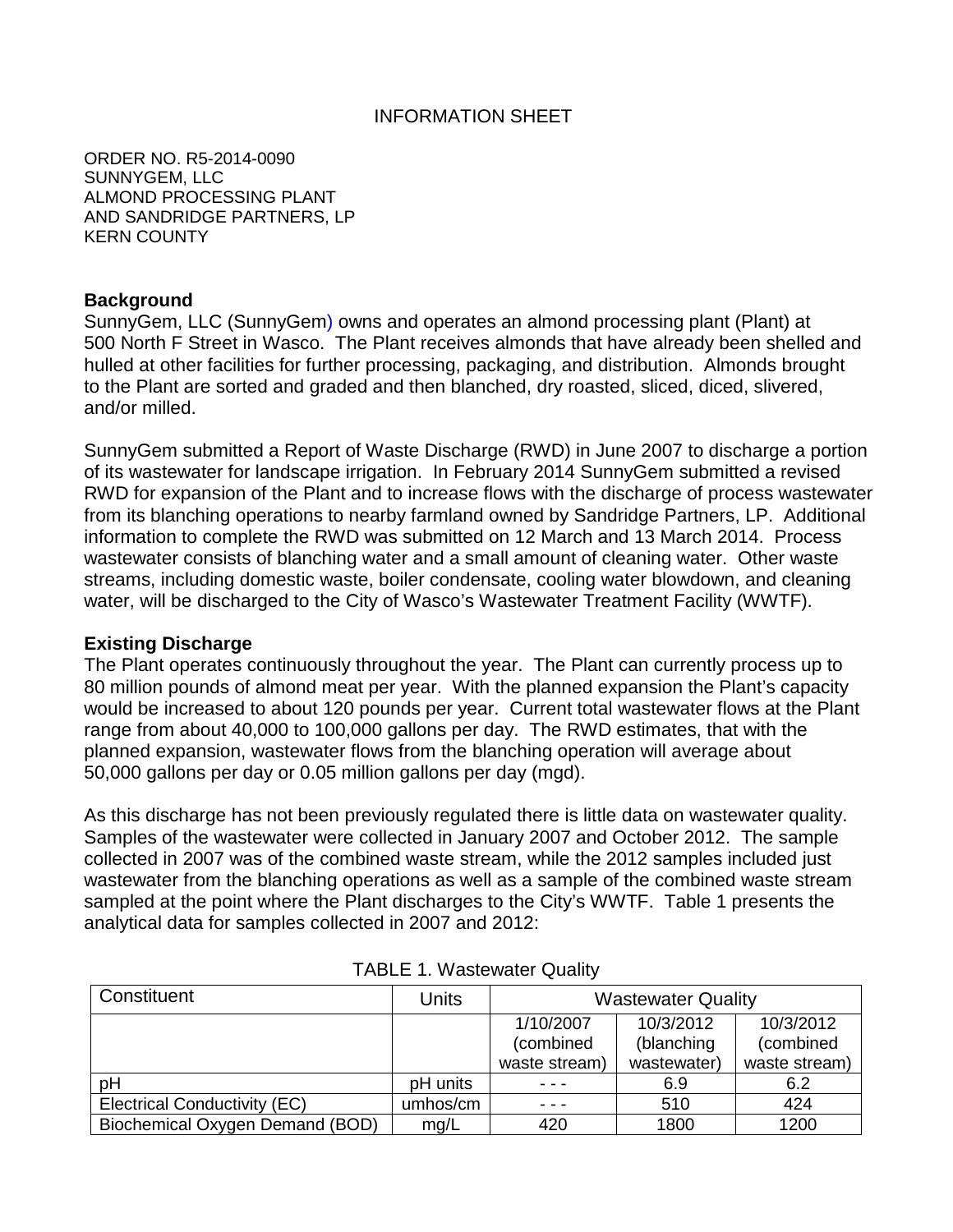INFORMATION SHEET

ORDER NO. R5-2014-0090
SUNNYGEM, LLC
ALMOND PROCESSING PLANT
AND SANDRIDGE PARTNERS, LP
KERN COUNTY

**Background**
SunnyGem, LLC (SunnyGem) owns and operates an almond processing plant (Plant) at 500 North F Street in Wasco. The Plant receives almonds that have already been shelled and hulled at other facilities for further processing, packaging, and distribution. Almonds brought to the Plant are sorted and graded and then blanched, dry roasted, sliced, diced, slivered, and/or milled.

SunnyGem submitted a Report of Waste Discharge (RWD) in June 2007 to discharge a portion of its wastewater for landscape irrigation. In February 2014 SunnyGem submitted a revised RWD for expansion of the Plant and to increase flows with the discharge of process wastewater from its blanching operations to nearby farmland owned by Sandridge Partners, LP. Additional information to complete the RWD was submitted on 12 March and 13 March 2014. Process wastewater consists of blanching water and a small amount of cleaning water. Other waste streams, including domestic waste, boiler condensate, cooling water blowdown, and cleaning water, will be discharged to the City of Wasco's Wastewater Treatment Facility (WWTF).

**Existing Discharge**
The Plant operates continuously throughout the year. The Plant can currently process up to 80 million pounds of almond meat per year. With the planned expansion the Plant's capacity would be increased to about 120 pounds per year. Current total wastewater flows at the Plant range from about 40,000 to 100,000 gallons per day. The RWD estimates, that with the planned expansion, wastewater flows from the blanching operation will average about 50,000 gallons per day or 0.05 million gallons per day (mgd).

As this discharge has not been previously regulated there is little data on wastewater quality. Samples of the wastewater were collected in January 2007 and October 2012. The sample collected in 2007 was of the combined waste stream, while the 2012 samples included just wastewater from the blanching operations as well as a sample of the combined waste stream sampled at the point where the Plant discharges to the City's WWTF. Table 1 presents the analytical data for samples collected in 2007 and 2012:

TABLE 1. Wastewater Quality

| Constituent | Units | Wastewater Quality | | |
|---|---|---|---|---|
| | | 1/10/2007 (combined waste stream) | 10/3/2012 (blanching wastewater) | 10/3/2012 (combined waste stream) |
| pH | pH units | - - - | 6.9 | 6.2 |
| Electrical Conductivity (EC) | umhos/cm | - - - | 510 | 424 |
| Biochemical Oxygen Demand (BOD) | mg/L | 420 | 1800 | 1200 |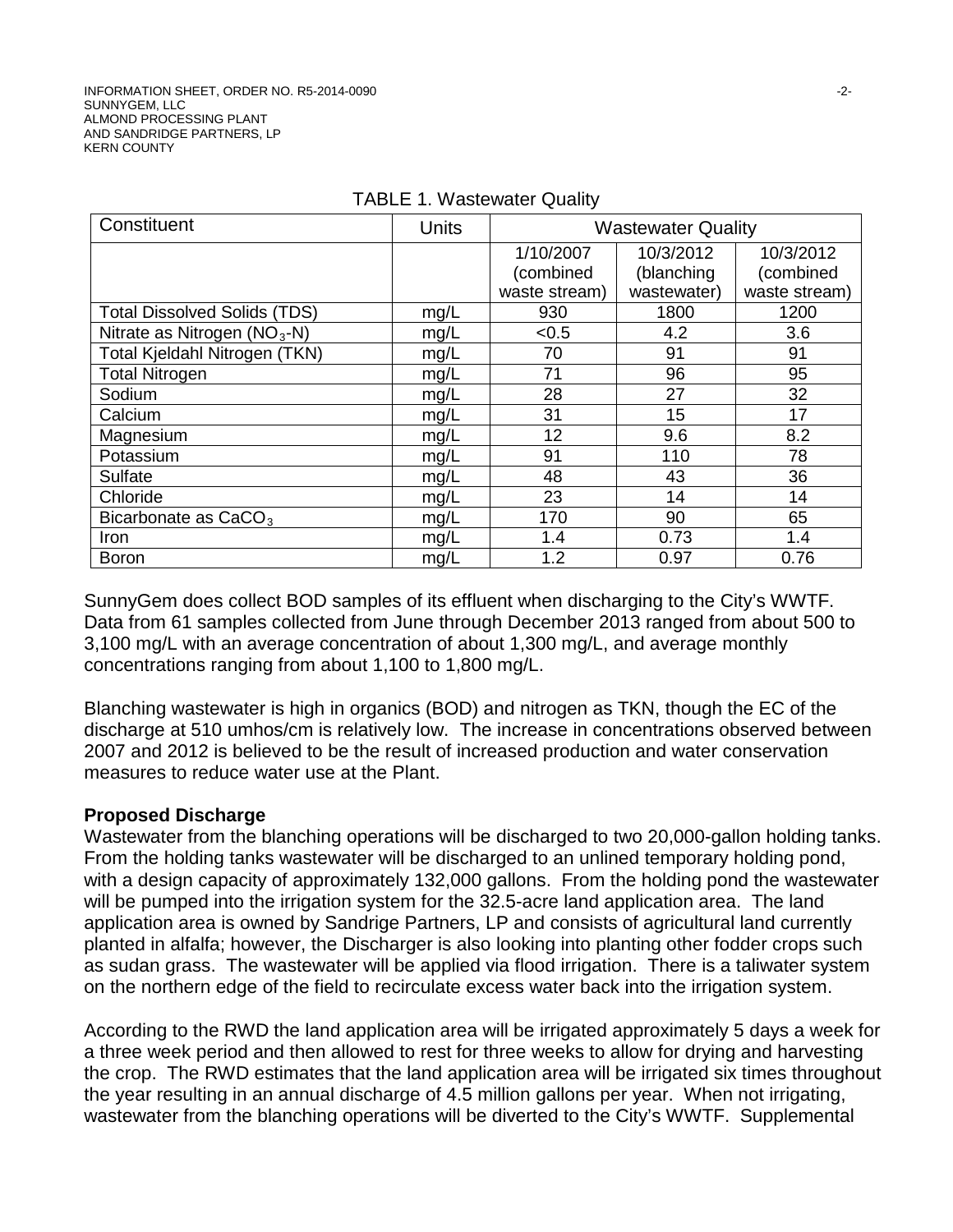TABLE 1. Wastewater Quality

| Constituent | Units | Wastewater Quality | | |
|---|---|---|---|---|
| | | 1/10/2007 (combined waste stream) | 10/3/2012 (blanching wastewater) | 10/3/2012 (combined waste stream) |
| Total Dissolved Solids (TDS) | mg/L | 930 | 1800 | 1200 |
| Nitrate as Nitrogen ($NO_3$-N) | mg/L | <0.5 | 4.2 | 3.6 |
| Total Kjeldahl Nitrogen (TKN) | mg/L | 70 | 91 | 91 |
| Total Nitrogen | mg/L | 71 | 96 | 95 |
| Sodium | mg/L | 28 | 27 | 32 |
| Calcium | mg/L | 31 | 15 | 17 |
| Magnesium | mg/L | 12 | 9.6 | 8.2 |
| Potassium | mg/L | 91 | 110 | 78 |
| Sulfate | mg/L | 48 | 43 | 36 |
| Chloride | mg/L | 23 | 14 | 14 |
| Bicarbonate as $CaCO_3$ | mg/L | 170 | 90 | 65 |
| Iron | mg/L | 1.4 | 0.73 | 1.4 |
| Boron | mg/L | 1.2 | 0.97 | 0.76 |

SunnyGem does collect BOD samples of its effluent when discharging to the City's WWTF. Data from 61 samples collected from June through December 2013 ranged from about 500 to 3,100 mg/L with an average concentration of about 1,300 mg/L, and average monthly concentrations ranging from about 1,100 to 1,800 mg/L.

Blanching wastewater is high in organics (BOD) and nitrogen as TKN, though the EC of the discharge at 510 umhos/cm is relatively low. The increase in concentrations observed between 2007 and 2012 is believed to be the result of increased production and water conservation measures to reduce water use at the Plant.

**Proposed Discharge**

Wastewater from the blanching operations will be discharged to two 20,000-gallon holding tanks. From the holding tanks wastewater will be discharged to an unlined temporary holding pond, with a design capacity of approximately 132,000 gallons. From the holding pond the wastewater will be pumped into the irrigation system for the 32.5-acre land application area. The land application area is owned by Sandrige Partners, LP and consists of agricultural land currently planted in alfalfa; however, the Discharger is also looking into planting other fodder crops such as sudan grass. The wastewater will be applied via flood irrigation. There is a taliwater system on the northern edge of the field to recirculate excess water back into the irrigation system.

According to the RWD the land application area will be irrigated approximately 5 days a week for a three week period and then allowed to rest for three weeks to allow for drying and harvesting the crop. The RWD estimates that the land application area will be irrigated six times throughout the year resulting in an annual discharge of 4.5 million gallons per year. When not irrigating, wastewater from the blanching operations will be diverted to the City's WWTF. Supplemental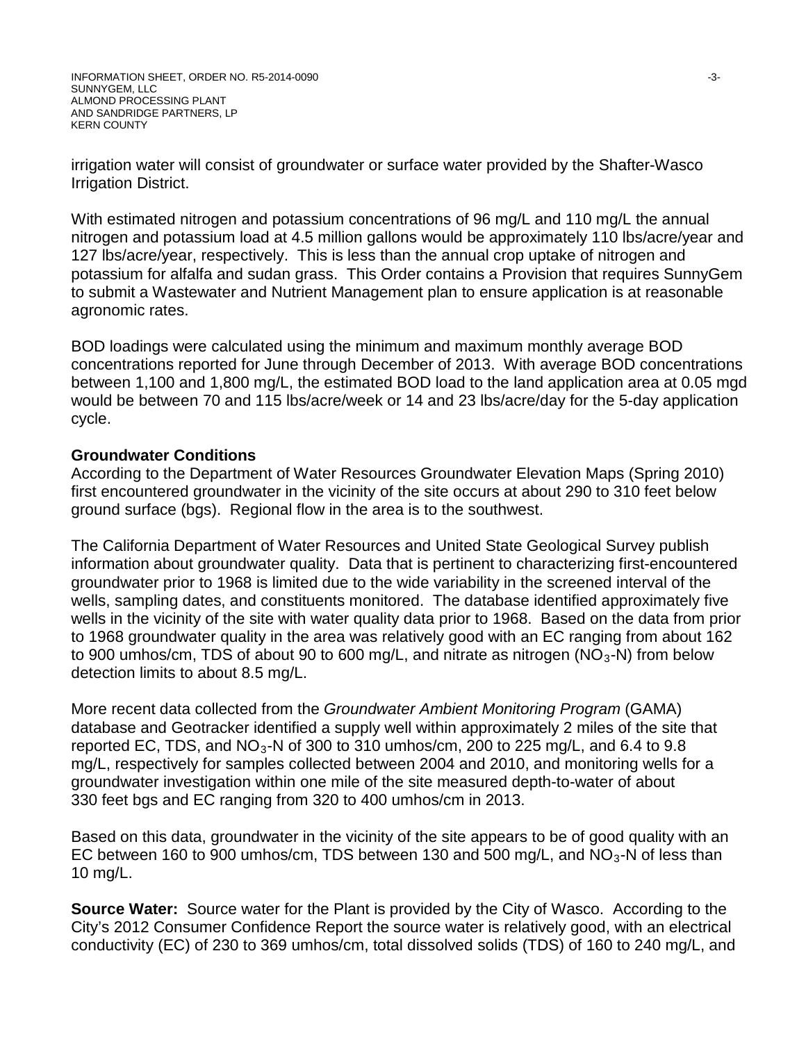irrigation water will consist of groundwater or surface water provided by the Shafter-Wasco Irrigation District.

With estimated nitrogen and potassium concentrations of 96 mg/L and 110 mg/L the annual nitrogen and potassium load at 4.5 million gallons would be approximately 110 lbs/acre/year and 127 lbs/acre/year, respectively. This is less than the annual crop uptake of nitrogen and potassium for alfalfa and sudan grass. This Order contains a Provision that requires SunnyGem to submit a Wastewater and Nutrient Management plan to ensure application is at reasonable agronomic rates.

BOD loadings were calculated using the minimum and maximum monthly average BOD concentrations reported for June through December of 2013. With average BOD concentrations between 1,100 and 1,800 mg/L, the estimated BOD load to the land application area at 0.05 mgd would be between 70 and 115 lbs/acre/week or 14 and 23 lbs/acre/day for the 5-day application cycle.

## Groundwater Conditions

According to the Department of Water Resources Groundwater Elevation Maps (Spring 2010) first encountered groundwater in the vicinity of the site occurs at about 290 to 310 feet below ground surface (bgs). Regional flow in the area is to the southwest.

The California Department of Water Resources and United State Geological Survey publish information about groundwater quality. Data that is pertinent to characterizing first-encountered groundwater prior to 1968 is limited due to the wide variability in the screened interval of the wells, sampling dates, and constituents monitored. The database identified approximately five wells in the vicinity of the site with water quality data prior to 1968. Based on the data from prior to 1968 groundwater quality in the area was relatively good with an EC ranging from about 162 to 900 umhos/cm, TDS of about 90 to 600 mg/L, and nitrate as nitrogen ($NO_3$-N) from below detection limits to about 8.5 mg/L.

More recent data collected from the *Groundwater Ambient Monitoring Program* (GAMA) database and Geotracker identified a supply well within approximately 2 miles of the site that reported EC, TDS, and $NO_3$-N of 300 to 310 umhos/cm, 200 to 225 mg/L, and 6.4 to 9.8 mg/L, respectively for samples collected between 2004 and 2010, and monitoring wells for a groundwater investigation within one mile of the site measured depth-to-water of about 330 feet bgs and EC ranging from 320 to 400 umhos/cm in 2013.

Based on this data, groundwater in the vicinity of the site appears to be of good quality with an EC between 160 to 900 umhos/cm, TDS between 130 and 500 mg/L, and $NO_3$-N of less than 10 mg/L.

**Source Water:** Source water for the Plant is provided by the City of Wasco. According to the City's 2012 Consumer Confidence Report the source water is relatively good, with an electrical conductivity (EC) of 230 to 369 umhos/cm, total dissolved solids (TDS) of 160 to 240 mg/L, and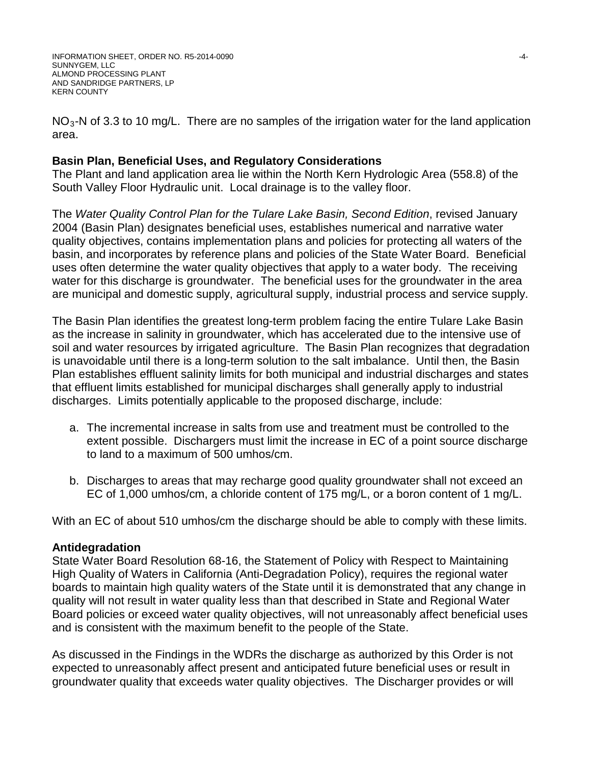$NO_3$-N of 3.3 to 10 mg/L. There are no samples of the irrigation water for the land application area.

**Basin Plan, Beneficial Uses, and Regulatory Considerations**

The Plant and land application area lie within the North Kern Hydrologic Area (558.8) of the South Valley Floor Hydraulic unit. Local drainage is to the valley floor.

The *Water Quality Control Plan for the Tulare Lake Basin, Second Edition*, revised January 2004 (Basin Plan) designates beneficial uses, establishes numerical and narrative water quality objectives, contains implementation plans and policies for protecting all waters of the basin, and incorporates by reference plans and policies of the State Water Board. Beneficial uses often determine the water quality objectives that apply to a water body. The receiving water for this discharge is groundwater. The beneficial uses for the groundwater in the area are municipal and domestic supply, agricultural supply, industrial process and service supply.

The Basin Plan identifies the greatest long-term problem facing the entire Tulare Lake Basin as the increase in salinity in groundwater, which has accelerated due to the intensive use of soil and water resources by irrigated agriculture. The Basin Plan recognizes that degradation is unavoidable until there is a long-term solution to the salt imbalance. Until then, the Basin Plan establishes effluent salinity limits for both municipal and industrial discharges and states that effluent limits established for municipal discharges shall generally apply to industrial discharges. Limits potentially applicable to the proposed discharge, include:

a. The incremental increase in salts from use and treatment must be controlled to the extent possible. Dischargers must limit the increase in EC of a point source discharge to land to a maximum of 500 umhos/cm.

b. Discharges to areas that may recharge good quality groundwater shall not exceed an EC of 1,000 umhos/cm, a chloride content of 175 mg/L, or a boron content of 1 mg/L.

With an EC of about 510 umhos/cm the discharge should be able to comply with these limits.

**Antidegradation**

State Water Board Resolution 68-16, the Statement of Policy with Respect to Maintaining High Quality of Waters in California (Anti-Degradation Policy), requires the regional water boards to maintain high quality waters of the State until it is demonstrated that any change in quality will not result in water quality less than that described in State and Regional Water Board policies or exceed water quality objectives, will not unreasonably affect beneficial uses and is consistent with the maximum benefit to the people of the State.

As discussed in the Findings in the WDRs the discharge as authorized by this Order is not expected to unreasonably affect present and anticipated future beneficial uses or result in groundwater quality that exceeds water quality objectives. The Discharger provides or will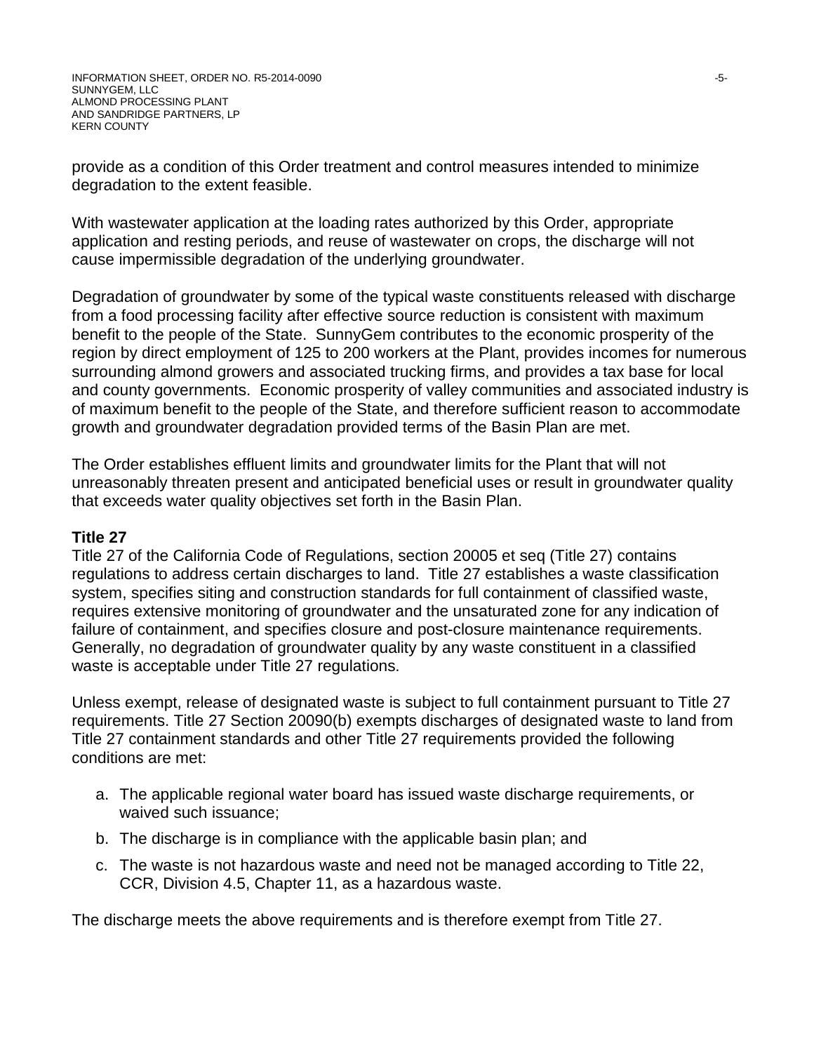provide as a condition of this Order treatment and control measures intended to minimize degradation to the extent feasible.

With wastewater application at the loading rates authorized by this Order, appropriate application and resting periods, and reuse of wastewater on crops, the discharge will not cause impermissible degradation of the underlying groundwater.

Degradation of groundwater by some of the typical waste constituents released with discharge from a food processing facility after effective source reduction is consistent with maximum benefit to the people of the State. SunnyGem contributes to the economic prosperity of the region by direct employment of 125 to 200 workers at the Plant, provides incomes for numerous surrounding almond growers and associated trucking firms, and provides a tax base for local and county governments. Economic prosperity of valley communities and associated industry is of maximum benefit to the people of the State, and therefore sufficient reason to accommodate growth and groundwater degradation provided terms of the Basin Plan are met.

The Order establishes effluent limits and groundwater limits for the Plant that will not unreasonably threaten present and anticipated beneficial uses or result in groundwater quality that exceeds water quality objectives set forth in the Basin Plan.

**Title 27**

Title 27 of the California Code of Regulations, section 20005 et seq (Title 27) contains regulations to address certain discharges to land. Title 27 establishes a waste classification system, specifies siting and construction standards for full containment of classified waste, requires extensive monitoring of groundwater and the unsaturated zone for any indication of failure of containment, and specifies closure and post-closure maintenance requirements. Generally, no degradation of groundwater quality by any waste constituent in a classified waste is acceptable under Title 27 regulations.

Unless exempt, release of designated waste is subject to full containment pursuant to Title 27 requirements. Title 27 Section 20090(b) exempts discharges of designated waste to land from Title 27 containment standards and other Title 27 requirements provided the following conditions are met:

a. The applicable regional water board has issued waste discharge requirements, or waived such issuance;
b. The discharge is in compliance with the applicable basin plan; and
c. The waste is not hazardous waste and need not be managed according to Title 22, CCR, Division 4.5, Chapter 11, as a hazardous waste.

The discharge meets the above requirements and is therefore exempt from Title 27.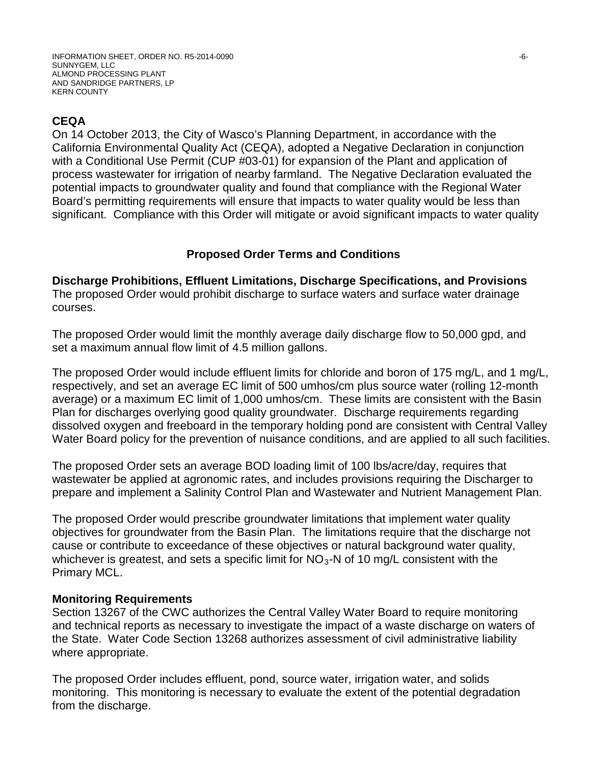## CEQA

On 14 October 2013, the City of Wasco's Planning Department, in accordance with the California Environmental Quality Act (CEQA), adopted a Negative Declaration in conjunction with a Conditional Use Permit (CUP #03-01) for expansion of the Plant and application of process wastewater for irrigation of nearby farmland. The Negative Declaration evaluated the potential impacts to groundwater quality and found that compliance with the Regional Water Board's permitting requirements will ensure that impacts to water quality would be less than significant. Compliance with this Order will mitigate or avoid significant impacts to water quality

## Proposed Order Terms and Conditions

### Discharge Prohibitions, Effluent Limitations, Discharge Specifications, and Provisions

The proposed Order would prohibit discharge to surface waters and surface water drainage courses.

The proposed Order would limit the monthly average daily discharge flow to 50,000 gpd, and set a maximum annual flow limit of 4.5 million gallons.

The proposed Order would include effluent limits for chloride and boron of 175 mg/L, and 1 mg/L, respectively, and set an average EC limit of 500 umhos/cm plus source water (rolling 12-month average) or a maximum EC limit of 1,000 umhos/cm. These limits are consistent with the Basin Plan for discharges overlying good quality groundwater. Discharge requirements regarding dissolved oxygen and freeboard in the temporary holding pond are consistent with Central Valley Water Board policy for the prevention of nuisance conditions, and are applied to all such facilities.

The proposed Order sets an average BOD loading limit of 100 lbs/acre/day, requires that wastewater be applied at agronomic rates, and includes provisions requiring the Discharger to prepare and implement a Salinity Control Plan and Wastewater and Nutrient Management Plan.

The proposed Order would prescribe groundwater limitations that implement water quality objectives for groundwater from the Basin Plan. The limitations require that the discharge not cause or contribute to exceedance of these objectives or natural background water quality, whichever is greatest, and sets a specific limit for $NO_3$-N of 10 mg/L consistent with the Primary MCL.

### Monitoring Requirements

Section 13267 of the CWC authorizes the Central Valley Water Board to require monitoring and technical reports as necessary to investigate the impact of a waste discharge on waters of the State. Water Code Section 13268 authorizes assessment of civil administrative liability where appropriate.

The proposed Order includes effluent, pond, source water, irrigation water, and solids monitoring. This monitoring is necessary to evaluate the extent of the potential degradation from the discharge.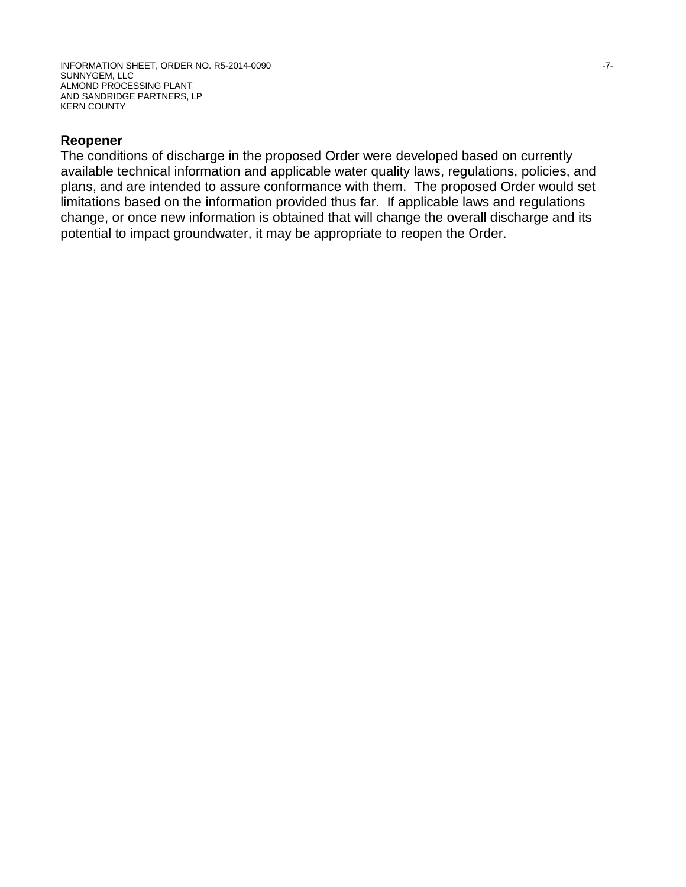## Reopener

The conditions of discharge in the proposed Order were developed based on currently available technical information and applicable water quality laws, regulations, policies, and plans, and are intended to assure conformance with them. The proposed Order would set limitations based on the information provided thus far. If applicable laws and regulations change, or once new information is obtained that will change the overall discharge and its potential to impact groundwater, it may be appropriate to reopen the Order.